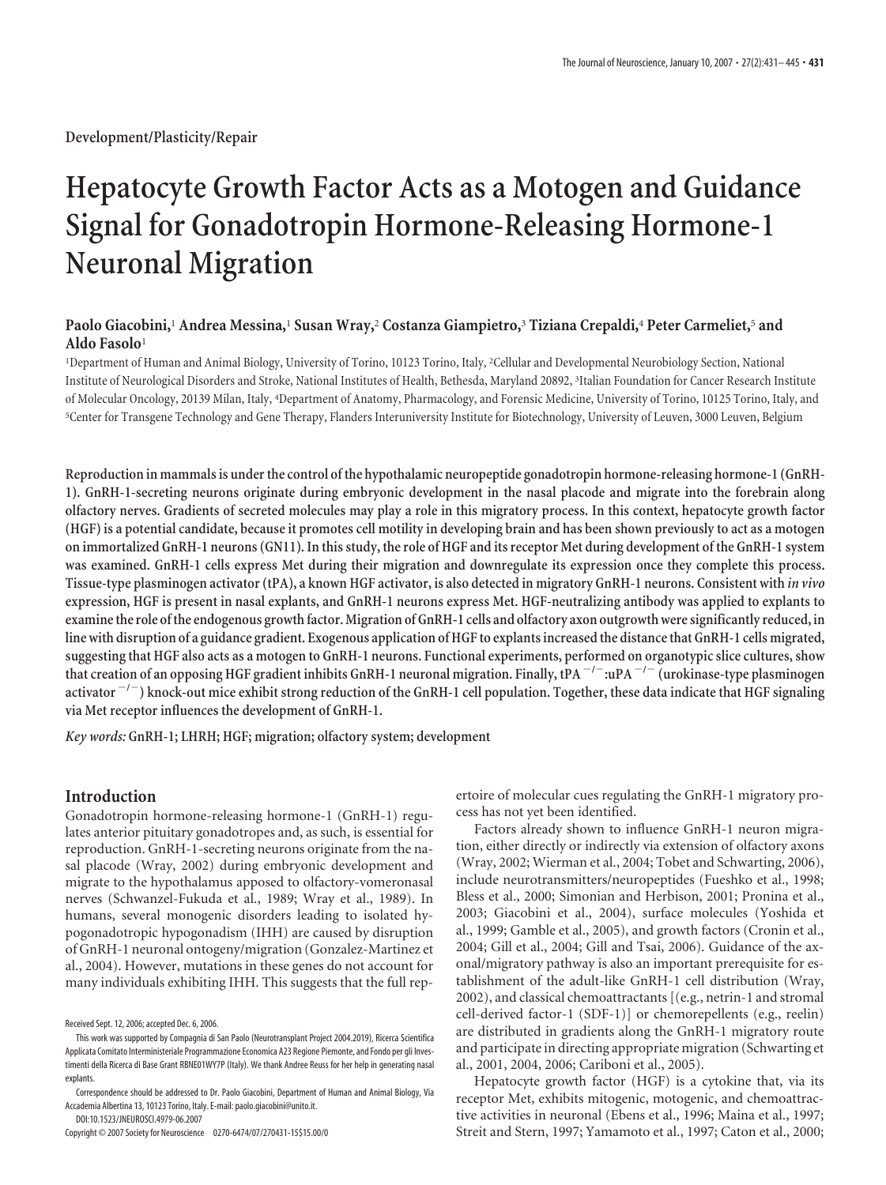Development/Plasticity/Repair

# Hepatocyte Growth Factor Acts as a Motogen and Guidance Signal for Gonadotropin Hormone-Releasing Hormone-1 Neuronal Migration

**Paolo Giacobini,[1] Andrea Messina,[1] Susan Wray,[2] Costanza Giampietro,[3] Tiziana Crepaldi,[4] Peter Carmeliet,[5] and Aldo Fasolo[1]**

[1]Department of Human and Animal Biology, University of Torino, 10123 Torino, Italy, [2]Cellular and Developmental Neurobiology Section, National Institute of Neurological Disorders and Stroke, National Institutes of Health, Bethesda, Maryland 20892, [3]Italian Foundation for Cancer Research Institute of Molecular Oncology, 20139 Milan, Italy, [4]Department of Anatomy, Pharmacology, and Forensic Medicine, University of Torino, 10125 Torino, Italy, and [5]Center for Transgene Technology and Gene Therapy, Flanders Interuniversity Institute for Biotechnology, University of Leuven, 3000 Leuven, Belgium

**Reproduction in mammals is under the control of the hypothalamic neuropeptide gonadotropin hormone-releasing hormone-1 (GnRH-1). GnRH-1-secreting neurons originate during embryonic development in the nasal placode and migrate into the forebrain along olfactory nerves. Gradients of secreted molecules may play a role in this migratory process. In this context, hepatocyte growth factor (HGF) is a potential candidate, because it promotes cell motility in developing brain and has been shown previously to act as a motogen on immortalized GnRH-1 neurons (GN11). In this study, the role of HGF and its receptor Met during development of the GnRH-1 system was examined. GnRH-1 cells express Met during their migration and downregulate its expression once they complete this process. Tissue-type plasminogen activator (tPA), a known HGF activator, is also detected in migratory GnRH-1 neurons. Consistent with *in vivo* expression, HGF is present in nasal explants, and GnRH-1 neurons express Met. HGF-neutralizing antibody was applied to explants to examine the role of the endogenous growth factor. Migration of GnRH-1 cells and olfactory axon outgrowth were significantly reduced, in line with disruption of a guidance gradient. Exogenous application of HGF to explants increased the distance that GnRH-1 cells migrated, suggesting that HGF also acts as a motogen to GnRH-1 neurons. Functional experiments, performed on organotypic slice cultures, show that creation of an opposing HGF gradient inhibits GnRH-1 neuronal migration. Finally, tPA$^{-/-}$:uPA$^{-/-}$ (urokinase-type plasminogen activator$^{-/-}$) knock-out mice exhibit strong reduction of the GnRH-1 cell population. Together, these data indicate that HGF signaling via Met receptor influences the development of GnRH-1.**

***Key words:*** **GnRH-1; LHRH; HGF; migration; olfactory system; development**

## Introduction

Gonadotropin hormone-releasing hormone-1 (GnRH-1) regulates anterior pituitary gonadotropes and, as such, is essential for reproduction. GnRH-1-secreting neurons originate from the nasal placode (Wray, 2002) during embryonic development and migrate to the hypothalamus apposed to olfactory-vomeronasal nerves (Schwanzel-Fukuda et al., 1989; Wray et al., 1989). In humans, several monogenic disorders leading to isolated hypogonadotropic hypogonadism (IHH) are caused by disruption of GnRH-1 neuronal ontogeny/migration (Gonzalez-Martinez et al., 2004). However, mutations in these genes do not account for many individuals exhibiting IHH. This suggests that the full repertoire of molecular cues regulating the GnRH-1 migratory process has not yet been identified.

Factors already shown to influence GnRH-1 neuron migration, either directly or indirectly via extension of olfactory axons (Wray, 2002; Wierman et al., 2004; Tobet and Schwarting, 2006), include neurotransmitters/neuropeptides (Fueshko et al., 1998; Bless et al., 2000; Simonian and Herbison, 2001; Pronina et al., 2003; Giacobini et al., 2004), surface molecules (Yoshida et al., 1999; Gamble et al., 2005), and growth factors (Cronin et al., 2004; Gill et al., 2004; Gill and Tsai, 2006). Guidance of the axonal/migratory pathway is also an important prerequisite for establishment of the adult-like GnRH-1 cell distribution (Wray, 2002), and classical chemoattractants [(e.g., netrin-1 and stromal cell-derived factor-1 (SDF-1)] or chemorepellents (e.g., reelin) are distributed in gradients along the GnRH-1 migratory route and participate in directing appropriate migration (Schwarting et al., 2001, 2004, 2006; Cariboni et al., 2005).

Hepatocyte growth factor (HGF) is a cytokine that, via its receptor Met, exhibits mitogenic, motogenic, and chemoattractive activities in neuronal (Ebens et al., 1996; Maina et al., 1997; Streit and Stern, 1997; Yamamoto et al., 1997; Caton et al., 2000;

Received Sept. 12, 2006; accepted Dec. 6, 2006.

This work was supported by Compagnia di San Paolo (Neurotransplant Project 2004.2019), Ricerca Scientifica Applicata Comitato Interministeriale Programmazione Economica A23 Regione Piemonte, and Fondo per gli Investimenti della Ricerca di Base Grant RBNE01WY7P (Italy). We thank Andree Reuss for her help in generating nasal explants.

Correspondence should be addressed to Dr. Paolo Giacobini, Department of Human and Animal Biology, Via Accademia Albertina 13, 10123 Torino, Italy. E-mail: paolo.giacobini@unito.it.

DOI:10.1523/JNEUROSCI.4979-06.2007

Copyright © 2007 Society for Neuroscience 0270-6474/07/270431-15$15.00/0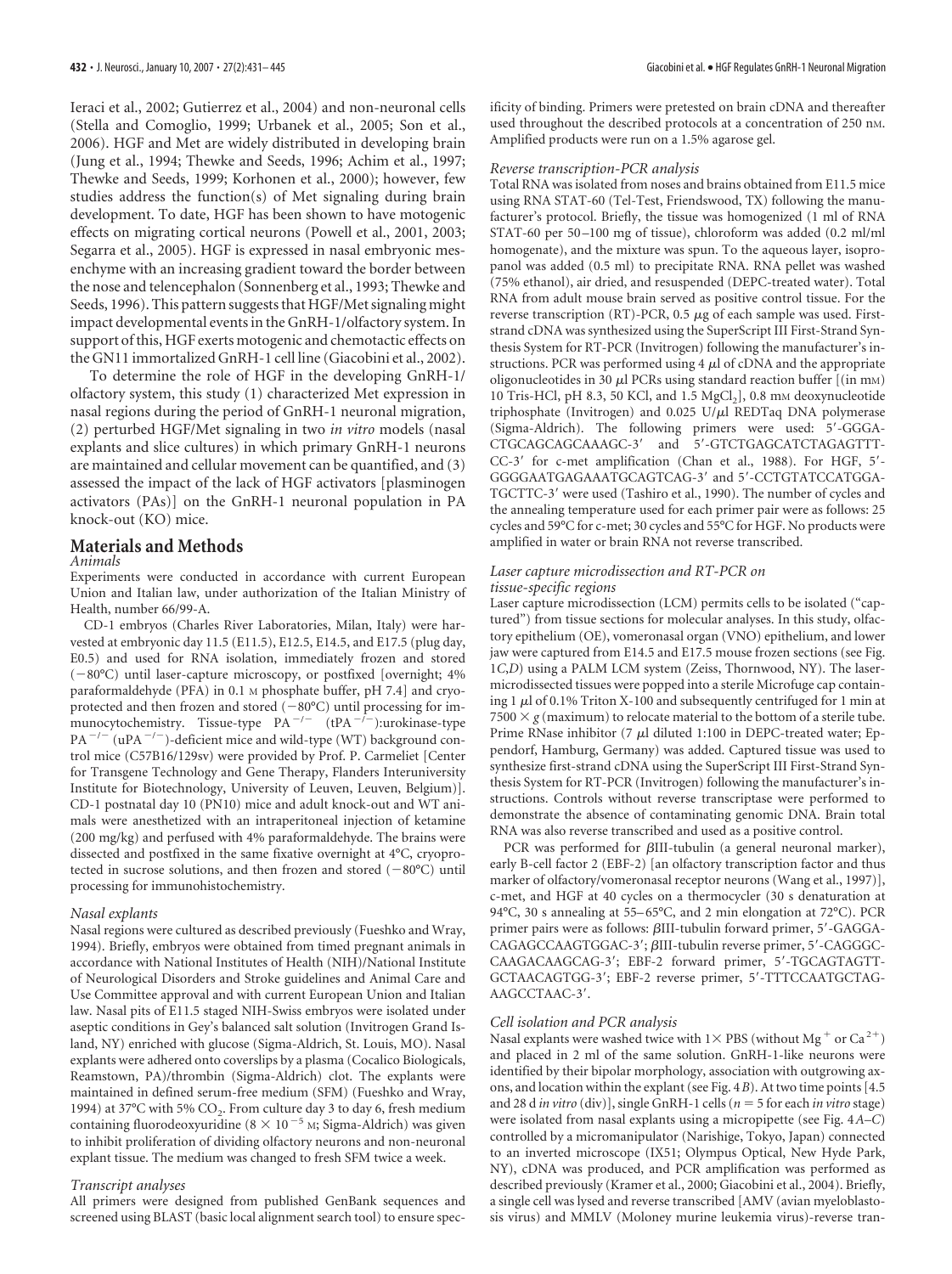Ieraci et al., 2002; Gutierrez et al., 2004) and non-neuronal cells (Stella and Comoglio, 1999; Urbanek et al., 2005; Son et al., 2006). HGF and Met are widely distributed in developing brain (Jung et al., 1994; Thewke and Seeds, 1996; Achim et al., 1997; Thewke and Seeds, 1999; Korhonen et al., 2000); however, few studies address the function(s) of Met signaling during brain development. To date, HGF has been shown to have motogenic effects on migrating cortical neurons (Powell et al., 2001, 2003; Segarra et al., 2005). HGF is expressed in nasal embryonic mesenchyme with an increasing gradient toward the border between the nose and telencephalon (Sonnenberg et al., 1993; Thewke and Seeds, 1996). This pattern suggests that HGF/Met signaling might impact developmental events in the GnRH-1/olfactory system. In support of this, HGF exerts motogenic and chemotactic effects on the GN11 immortalized GnRH-1 cell line (Giacobini et al., 2002).

To determine the role of HGF in the developing GnRH-1/olfactory system, this study (1) characterized Met expression in nasal regions during the period of GnRH-1 neuronal migration, (2) perturbed HGF/Met signaling in two *in vitro* models (nasal explants and slice cultures) in which primary GnRH-1 neurons are maintained and cellular movement can be quantified, and (3) assessed the impact of the lack of HGF activators [plasminogen activators (PAs)] on the GnRH-1 neuronal population in PA knock-out (KO) mice.

## Materials and Methods

### *Animals*

Experiments were conducted in accordance with current European Union and Italian law, under authorization of the Italian Ministry of Health, number 66/99-A.

CD-1 embryos (Charles River Laboratories, Milan, Italy) were harvested at embryonic day 11.5 (E11.5), E12.5, E14.5, and E17.5 (plug day, E0.5) and used for RNA isolation, immediately frozen and stored (−80°C) until laser-capture microscopy, or postfixed [overnight; 4% paraformaldehyde (PFA) in 0.1 M phosphate buffer, pH 7.4] and cryoprotected and then frozen and stored (−80°C) until processing for immunocytochemistry. Tissue-type $PA^{-/-}$ ($tPA^{-/-}$):urokinase-type $PA^{-/-}$ ($uPA^{-/-}$)-deficient mice and wild-type (WT) background control mice (C57Bl6/129sv) were provided by Prof. P. Carmeliet [Center for Transgene Technology and Gene Therapy, Flanders Interuniversity Institute for Biotechnology, University of Leuven, Leuven, Belgium)]. CD-1 postnatal day 10 (PN10) mice and adult knock-out and WT animals were anesthetized with an intraperitoneal injection of ketamine (200 mg/kg) and perfused with 4% paraformaldehyde. The brains were dissected and postfixed in the same fixative overnight at 4°C, cryoprotected in sucrose solutions, and then frozen and stored (−80°C) until processing for immunohistochemistry.

### *Nasal explants*

Nasal regions were cultured as described previously (Fueshko and Wray, 1994). Briefly, embryos were obtained from timed pregnant animals in accordance with National Institutes of Health (NIH)/National Institute of Neurological Disorders and Stroke guidelines and Animal Care and Use Committee approval and with current European Union and Italian law. Nasal pits of E11.5 staged NIH-Swiss embryos were isolated under aseptic conditions in Gey's balanced salt solution (Invitrogen Grand Island, NY) enriched with glucose (Sigma-Aldrich, St. Louis, MO). Nasal explants were adhered onto coverslips by a plasma (Cocalico Biologicals, Reamstown, PA)/thrombin (Sigma-Aldrich) clot. The explants were maintained in defined serum-free medium (SFM) (Fueshko and Wray, 1994) at 37°C with 5% $CO_2$. From culture day 3 to day 6, fresh medium containing fluorodeoxyuridine ($8 \times 10^{-5}$ M; Sigma-Aldrich) was given to inhibit proliferation of dividing olfactory neurons and non-neuronal explant tissue. The medium was changed to fresh SFM twice a week.

### *Transcript analyses*

All primers were designed from published GenBank sequences and screened using BLAST (basic local alignment search tool) to ensure specificity of binding. Primers were pretested on brain cDNA and thereafter used throughout the described protocols at a concentration of 250 nM. Amplified products were run on a 1.5% agarose gel.

### *Reverse transcription-PCR analysis*

Total RNA was isolated from noses and brains obtained from E11.5 mice using RNA STAT-60 (Tel-Test, Friendswood, TX) following the manufacturer's protocol. Briefly, the tissue was homogenized (1 ml of RNA STAT-60 per 50–100 mg of tissue), chloroform was added (0.2 ml/ml homogenate), and the mixture was spun. To the aqueous layer, isopropanol was added (0.5 ml) to precipitate RNA. RNA pellet was washed (75% ethanol), air dried, and resuspended (DEPC-treated water). Total RNA from adult mouse brain served as positive control tissue. For the reverse transcription (RT)-PCR, 0.5 μg of each sample was used. First-strand cDNA was synthesized using the SuperScript III First-Strand Synthesis System for RT-PCR (Invitrogen) following the manufacturer's instructions. PCR was performed using 4 μl of cDNA and the appropriate oligonucleotides in 30 μl PCRs using standard reaction buffer [(in mM) 10 Tris-HCl, pH 8.3, 50 KCl, and 1.5 $MgCl_2$], 0.8 mM deoxynucleotide triphosphate (Invitrogen) and 0.025 U/μl REDTaq DNA polymerase (Sigma-Aldrich). The following primers were used: 5′-GGGA-CTGCAGCAGCAAAGC-3′ and 5′-GTCTGAGCATCTAGAGTTT-CC-3′ for c-met amplification (Chan et al., 1988). For HGF, 5′-GGGGAATGAGAAATGCAGTCAG-3′ and 5′-CCTGTATCCATGGA-TGCTTC-3′ were used (Tashiro et al., 1990). The number of cycles and the annealing temperature used for each primer pair were as follows: 25 cycles and 59°C for c-met; 30 cycles and 55°C for HGF. No products were amplified in water or brain RNA not reverse transcribed.

### *Laser capture microdissection and RT-PCR on tissue-specific regions*

Laser capture microdissection (LCM) permits cells to be isolated ("captured") from tissue sections for molecular analyses. In this study, olfactory epithelium (OE), vomeronasal organ (VNO) epithelium, and lower jaw were captured from E14.5 and E17.5 mouse frozen sections (see Fig. 1*C*,*D*) using a PALM LCM system (Zeiss, Thornwood, NY). The laser-microdissected tissues were popped into a sterile Microfuge cap containing 1 μl of 0.1% Triton X-100 and subsequently centrifuged for 1 min at 7500 × *g* (maximum) to relocate material to the bottom of a sterile tube. Prime RNase inhibitor (7 μl diluted 1:100 in DEPC-treated water; Eppendorf, Hamburg, Germany) was added. Captured tissue was used to synthesize first-strand cDNA using the SuperScript III First-Strand Synthesis System for RT-PCR (Invitrogen) following the manufacturer's instructions. Controls without reverse transcriptase were performed to demonstrate the absence of contaminating genomic DNA. Brain total RNA was also reverse transcribed and used as a positive control.

PCR was performed for βIII-tubulin (a general neuronal marker), early B-cell factor 2 (EBF-2) [an olfactory transcription factor and thus marker of olfactory/vomeronasal receptor neurons (Wang et al., 1997)], c-met, and HGF at 40 cycles on a thermocycler (30 s denaturation at 94°C, 30 s annealing at 55–65°C, and 2 min elongation at 72°C). PCR primer pairs were as follows: βIII-tubulin forward primer, 5′-GAGGA-CAGAGCCAAGTGGAC-3′; βIII-tubulin reverse primer, 5′-CAGGGC-CAAGACAAGCAG-3′; EBF-2 forward primer, 5′-TGCAGTAGTT-GCTAACAGTGG-3′; EBF-2 reverse primer, 5′-TTTCCAATGCTAG-AAGCCTAAC-3′.

### *Cell isolation and PCR analysis*

Nasal explants were washed twice with 1× PBS (without $Mg^{+}$ or $Ca^{2+}$) and placed in 2 ml of the same solution. GnRH-1-like neurons were identified by their bipolar morphology, association with outgrowing axons, and location within the explant (see Fig. 4*B*). At two time points [4.5 and 28 d *in vitro* (div)], single GnRH-1 cells (*n* = 5 for each *in vitro* stage) were isolated from nasal explants using a micropipette (see Fig. 4*A*–*C*) controlled by a micromanipulator (Narishige, Tokyo, Japan) connected to an inverted microscope (IX51; Olympus Optical, New Hyde Park, NY), cDNA was produced, and PCR amplification was performed as described previously (Kramer et al., 2000; Giacobini et al., 2004). Briefly, a single cell was lysed and reverse transcribed [AMV (avian myeloblastosis virus) and MMLV (Moloney murine leukemia virus)-reverse tran-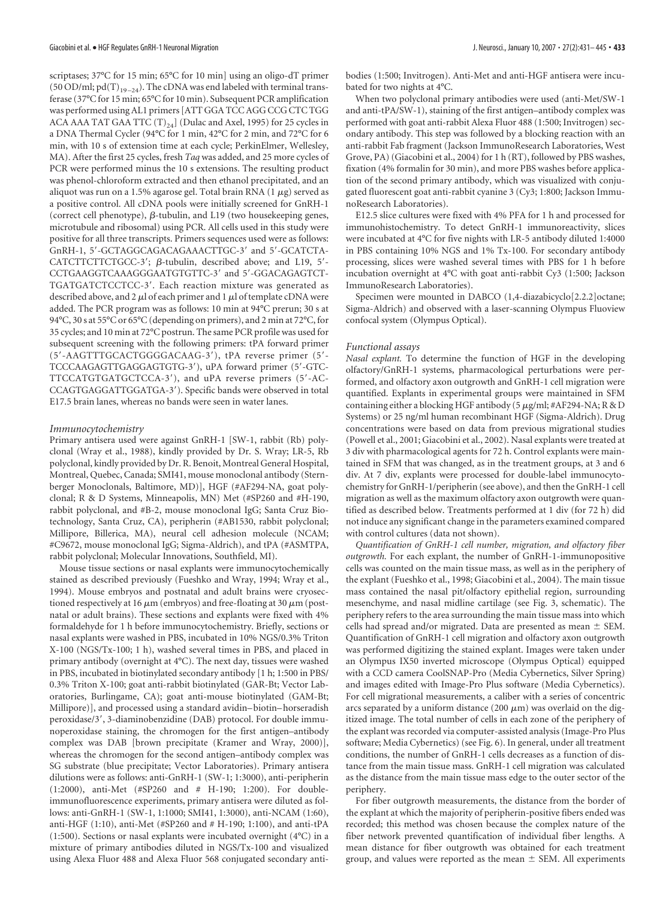scriptases; 37°C for 15 min; 65°C for 10 min] using an oligo-dT primer (50 OD/ml; pd$(T)_{19-24}$). The cDNA was end labeled with terminal transferase (37°C for 15 min; 65°C for 10 min). Subsequent PCR amplification was performed using AL1 primers [ATT GGA TCC AGG CCG CTC TGG ACA AAA TAT GAA TTC $(T)_{24}$] (Dulac and Axel, 1995) for 25 cycles in a DNA Thermal Cycler (94°C for 1 min, 42°C for 2 min, and 72°C for 6 min, with 10 s of extension time at each cycle; PerkinElmer, Wellesley, MA). After the first 25 cycles, fresh *Taq* was added, and 25 more cycles of PCR were performed minus the 10 s extensions. The resulting product was phenol-chloroform extracted and then ethanol precipitated, and an aliquot was run on a 1.5% agarose gel. Total brain RNA (1 μg) served as a positive control. All cDNA pools were initially screened for GnRH-1 (correct cell phenotype), β-tubulin, and L19 (two housekeeping genes, microtubule and ribosomal) using PCR. All cells used in this study were positive for all three transcripts. Primers sequences used were as follows: GnRH-1, 5′-GCTAGGCAGACAGAAACTTGC-3′ and 5′-GCATCTACATCTTCTTCTGCC-3′; β-tubulin, described above; and L19, 5′-CCTGAAGGTCAAAGGGAATGTGTTC-3′ and 5′-GGACAGAGTCTTGATGATCTCCTCC-3′. Each reaction mixture was generated as described above, and 2 μl of each primer and 1 μl of template cDNA were added. The PCR program was as follows: 10 min at 94°C prerun; 30 s at 94°C, 30 s at 55°C or 65°C (depending on primers), and 2 min at 72°C, for 35 cycles; and 10 min at 72°C postrun. The same PCR profile was used for subsequent screening with the following primers: tPA forward primer (5′-AAGTTTGCACTGGGGACAAG-3′), tPA reverse primer (5′-TCCCAAGAGTTGAGGAGTGTG-3′), uPA forward primer (5′-GTCTTCCATGTGATGCTCCA-3′), and uPA reverse primers (5′-ACCCAGTGAGGATTGGATGA-3′). Specific bands were observed in total E17.5 brain lanes, whereas no bands were seen in water lanes.

### *Immunocytochemistry*

Primary antisera used were against GnRH-1 [SW-1, rabbit (Rb) polyclonal (Wray et al., 1988), kindly provided by Dr. S. Wray; LR-5, Rb polyclonal, kindly provided by Dr. R. Benoit, Montreal General Hospital, Montreal, Quebec, Canada; SMI41, mouse monoclonal antibody (Sternberger Monoclonals, Baltimore, MD)], HGF (#AF294-NA, goat polyclonal; R & D Systems, Minneapolis, MN) Met (#SP260 and #H-190, rabbit polyclonal, and #B-2, mouse monoclonal IgG; Santa Cruz Biotechnology, Santa Cruz, CA), peripherin (#AB1530, rabbit polyclonal; Millipore, Billerica, MA), neural cell adhesion molecule (NCAM; #C9672, mouse monoclonal IgG; Sigma-Aldrich), and tPA (#ASMTPA, rabbit polyclonal; Molecular Innovations, Southfield, MI).

Mouse tissue sections or nasal explants were immunocytochemically stained as described previously (Fueshko and Wray, 1994; Wray et al., 1994). Mouse embryos and postnatal and adult brains were cryosectioned respectively at 16 μm (embryos) and free-floating at 30 μm (postnatal or adult brains). These sections and explants were fixed with 4% formaldehyde for 1 h before immunocytochemistry. Briefly, sections or nasal explants were washed in PBS, incubated in 10% NGS/0.3% Triton X-100 (NGS/Tx-100; 1 h), washed several times in PBS, and placed in primary antibody (overnight at 4°C). The next day, tissues were washed in PBS, incubated in biotinylated secondary antibody [1 h; 1:500 in PBS/0.3% Triton X-100; goat anti-rabbit biotinylated (GAR-Bt; Vector Laboratories, Burlingame, CA); goat anti-mouse biotinylated (GAM-Bt; Millipore)], and processed using a standard avidin–biotin–horseradish peroxidase/3′, 3-diaminobenzidine (DAB) protocol. For double immunoperoxidase staining, the chromogen for the first antigen–antibody complex was DAB [brown precipitate (Kramer and Wray, 2000)], whereas the chromogen for the second antigen–antibody complex was SG substrate (blue precipitate; Vector Laboratories). Primary antisera dilutions were as follows: anti-GnRH-1 (SW-1; 1:3000), anti-peripherin (1:2000), anti-Met (#SP260 and # H-190; 1:200). For double-immunofluorescence experiments, primary antisera were diluted as follows: anti-GnRH-1 (SW-1, 1:1000; SMI41, 1:3000), anti-NCAM (1:60), anti-HGF (1:10), anti-Met (#SP260 and # H-190; 1:100), and anti-tPA (1:500). Sections or nasal explants were incubated overnight (4°C) in a mixture of primary antibodies diluted in NGS/Tx-100 and visualized using Alexa Fluor 488 and Alexa Fluor 568 conjugated secondary antibodies (1:500; Invitrogen). Anti-Met and anti-HGF antisera were incubated for two nights at 4°C.

When two polyclonal primary antibodies were used (anti-Met/SW-1 and anti-tPA/SW-1), staining of the first antigen–antibody complex was performed with goat anti-rabbit Alexa Fluor 488 (1:500; Invitrogen) secondary antibody. This step was followed by a blocking reaction with an anti-rabbit Fab fragment (Jackson ImmunoResearch Laboratories, West Grove, PA) (Giacobini et al., 2004) for 1 h (RT), followed by PBS washes, fixation (4% formalin for 30 min), and more PBS washes before application of the second primary antibody, which was visualized with conjugated fluorescent goat anti-rabbit cyanine 3 (Cy3; 1:800; Jackson ImmunoResearch Laboratories).

E12.5 slice cultures were fixed with 4% PFA for 1 h and processed for immunohistochemistry. To detect GnRH-1 immunoreactivity, slices were incubated at 4°C for five nights with LR-5 antibody diluted 1:4000 in PBS containing 10% NGS and 1% Tx-100. For secondary antibody processing, slices were washed several times with PBS for 1 h before incubation overnight at 4°C with goat anti-rabbit Cy3 (1:500; Jackson ImmunoResearch Laboratories).

Specimen were mounted in DABCO (1,4-diazabicyclo[2.2.2]octane; Sigma-Aldrich) and observed with a laser-scanning Olympus Fluoview confocal system (Olympus Optical).

### *Functional assays*

*Nasal explant.* To determine the function of HGF in the developing olfactory/GnRH-1 systems, pharmacological perturbations were performed, and olfactory axon outgrowth and GnRH-1 cell migration were quantified. Explants in experimental groups were maintained in SFM containing either a blocking HGF antibody (5 μg/ml; #AF294-NA; R & D Systems) or 25 ng/ml human recombinant HGF (Sigma-Aldrich). Drug concentrations were based on data from previous migrational studies (Powell et al., 2001; Giacobini et al., 2002). Nasal explants were treated at 3 div with pharmacological agents for 72 h. Control explants were maintained in SFM that was changed, as in the treatment groups, at 3 and 6 div. At 7 div, explants were processed for double-label immunocytochemistry for GnRH-1/peripherin (see above), and then the GnRH-1 cell migration as well as the maximum olfactory axon outgrowth were quantified as described below. Treatments performed at 1 div (for 72 h) did not induce any significant change in the parameters examined compared with control cultures (data not shown).

*Quantification of GnRH-1 cell number, migration, and olfactory fiber outgrowth.* For each explant, the number of GnRH-1-immunopositive cells was counted on the main tissue mass, as well as in the periphery of the explant (Fueshko et al., 1998; Giacobini et al., 2004). The main tissue mass contained the nasal pit/olfactory epithelial region, surrounding mesenchyme, and nasal midline cartilage (see Fig. 3, schematic). The periphery refers to the area surrounding the main tissue mass into which cells had spread and/or migrated. Data are presented as mean ± SEM. Quantification of GnRH-1 cell migration and olfactory axon outgrowth was performed digitizing the stained explant. Images were taken under an Olympus IX50 inverted microscope (Olympus Optical) equipped with a CCD camera CoolSNAP-Pro (Media Cybernetics, Silver Spring) and images edited with Image-Pro Plus software (Media Cybernetics). For cell migrational measurements, a caliber with a series of concentric arcs separated by a uniform distance (200 μm) was overlaid on the digitized image. The total number of cells in each zone of the periphery of the explant was recorded via computer-assisted analysis (Image-Pro Plus software; Media Cybernetics) (see Fig. 6). In general, under all treatment conditions, the number of GnRH-1 cells decreases as a function of distance from the main tissue mass. GnRH-1 cell migration was calculated as the distance from the main tissue mass edge to the outer sector of the periphery.

For fiber outgrowth measurements, the distance from the border of the explant at which the majority of peripherin-positive fibers ended was recorded; this method was chosen because the complex nature of the fiber network prevented quantification of individual fiber lengths. A mean distance for fiber outgrowth was obtained for each treatment group, and values were reported as the mean ± SEM. All experiments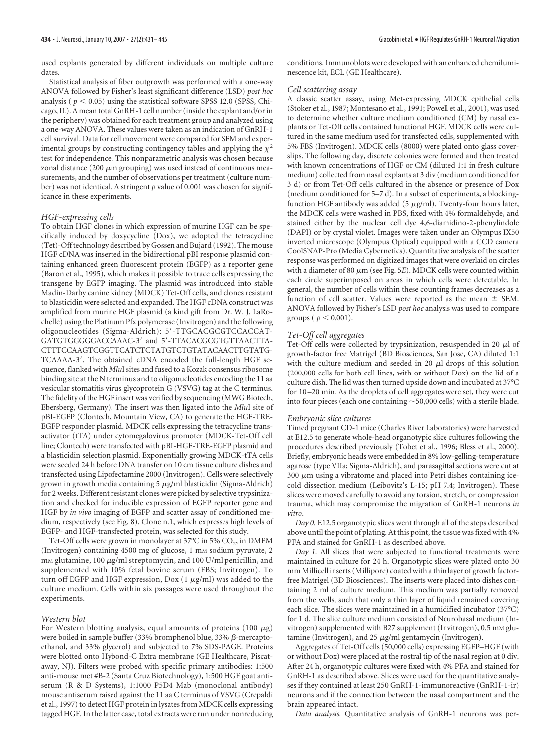used explants generated by different individuals on multiple culture dates.

Statistical analysis of fiber outgrowth was performed with a one-way ANOVA followed by Fisher's least significant difference (LSD) *post hoc* analysis ($p < 0.05$) using the statistical software SPSS 12.0 (SPSS, Chicago, IL). A mean total GnRH-1 cell number (inside the explant and/or in the periphery) was obtained for each treatment group and analyzed using a one-way ANOVA. These values were taken as an indication of GnRH-1 cell survival. Data for cell movement were compared for SFM and experimental groups by constructing contingency tables and applying the $\chi^2$ test for independence. This nonparametric analysis was chosen because zonal distance (200 μm grouping) was used instead of continuous measurements, and the number of observations per treatment (culture number) was not identical. A stringent *p* value of 0.001 was chosen for significance in these experiments.

### *HGF-expressing cells*

To obtain HGF clones in which expression of murine HGF can be specifically induced by doxycycline (Dox), we adopted the tetracycline (Tet)-Off technology described by Gossen and Bujard (1992). The mouse HGF cDNA was inserted in the bidirectional pBI response plasmid containing enhanced green fluorescent protein (EGFP) as a reporter gene (Baron et al., 1995), which makes it possible to trace cells expressing the transgene by EGFP imaging. The plasmid was introduced into stable Madin-Darby canine kidney (MDCK) Tet-Off cells, and clones resistant to blasticidin were selected and expanded. The HGF cDNA construct was amplified from murine HGF plasmid (a kind gift from Dr. W. J. LaRochelle) using the Platinum Pfx polymerase (Invitrogen) and the following oligonucleotides (Sigma-Aldrich): 5′-TTGCACGCGTCCACCATGATGTGGGGGACCAAAC-3′ and 5′-TTACACGCGTGTTAACTTACTTTCCAAGTCGGTTCATCTCTATGTCTGTATACAACTTGTATGTCAAAA-3′. The obtained cDNA encoded the full-length HGF sequence, flanked with *Mlu*I sites and fused to a Kozak consensus ribosome binding site at the N terminus and to oligonucleotides encoding the 11 aa vesicular stomatitis virus glycoprotein G (VSVG) tag at the C terminus. The fidelity of the HGF insert was verified by sequencing (MWG Biotech, Ebersberg, Germany). The insert was then ligated into the *Mlu*I site of pBI-EGFP (Clontech, Mountain View, CA) to generate the HGF-TRE-EGFP responder plasmid. MDCK cells expressing the tetracycline transactivator (tTA) under cytomegalovirus promoter (MDCK-Tet-Off cell line; Clontech) were transfected with pBI-HGF-TRE-EGFP plasmid and a blasticidin selection plasmid. Exponentially growing MDCK-tTA cells were seeded 24 h before DNA transfer on 10 cm tissue culture dishes and transfected using Lipofectamine 2000 (Invitrogen). Cells were selectively grown in growth media containing 5 μg/ml blasticidin (Sigma-Aldrich) for 2 weeks. Different resistant clones were picked by selective trypsinization and checked for inducible expression of EGFP reporter gene and HGF by *in vivo* imaging of EGFP and scatter assay of conditioned medium, respectively (see Fig. 8). Clone n.1, which expresses high levels of EGFP- and HGF-transfected protein, was selected for this study.

Tet-Off cells were grown in monolayer at 37°C in 5% $CO_2$, in DMEM (Invitrogen) containing 4500 mg of glucose, 1 mM sodium pyruvate, 2 mM glutamine, 100 μg/ml streptomycin, and 100 U/ml penicillin, and supplemented with 10% fetal bovine serum (FBS; Invitrogen). To turn off EGFP and HGF expression, Dox (1 μg/ml) was added to the culture medium. Cells within six passages were used throughout the experiments.

### *Western blot*

For Western blotting analysis, equal amounts of proteins (100 μg) were boiled in sample buffer (33% bromphenol blue, 33% β-mercaptoethanol, and 33% glycerol) and subjected to 7% SDS-PAGE. Proteins were blotted onto Hybond-C Extra membrane (GE Healthcare, Piscataway, NJ). Filters were probed with specific primary antibodies: 1:500 anti-mouse met #B-2 (Santa Cruz Biotechnology), 1:500 HGF goat antiserum (R & D Systems), 1:1000 P5D4 Mab (monoclonal antibody) mouse antiserum raised against the 11 aa C terminus of VSVG (Crepaldi et al., 1997) to detect HGF protein in lysates from MDCK cells expressing tagged HGF. In the latter case, total extracts were run under nonreducing conditions. Immunoblots were developed with an enhanced chemiluminescence kit, ECL (GE Healthcare).

### *Cell scattering assay*

A classic scatter assay, using Met-expressing MDCK epithelial cells (Stoker et al., 1987; Montesano et al., 1991; Powell et al., 2001), was used to determine whether culture medium conditioned (CM) by nasal explants or Tet-Off cells contained functional HGF. MDCK cells were cultured in the same medium used for transfected cells, supplemented with 5% FBS (Invitrogen). MDCK cells (8000) were plated onto glass coverslips. The following day, discrete colonies were formed and then treated with known concentrations of HGF or CM (diluted 1:1 in fresh culture medium) collected from nasal explants at 3 div (medium conditioned for 3 d) or from Tet-Off cells cultured in the absence or presence of Dox (medium conditioned for 5–7 d). In a subset of experiments, a blocking-function HGF antibody was added (5 μg/ml). Twenty-four hours later, the MDCK cells were washed in PBS, fixed with 4% formaldehyde, and stained either by the nuclear cell dye 4,6-diamidino-2-phenylindole (DAPI) or by crystal violet. Images were taken under an Olympus IX50 inverted microscope (Olympus Optical) equipped with a CCD camera CoolSNAP-Pro (Media Cybernetics). Quantitative analysis of the scatter response was performed on digitized images that were overlaid on circles with a diameter of 80 μm (see Fig. 5*E*). MDCK cells were counted within each circle superimposed on areas in which cells were detectable. In general, the number of cells within these counting frames decreases as a function of cell scatter. Values were reported as the mean ± SEM. ANOVA followed by Fisher's LSD *post hoc* analysis was used to compare groups ($p < 0.001$).

### *Tet-Off cell aggregates*

Tet-Off cells were collected by trypsinization, resuspended in 20 μl of growth-factor free Matrigel (BD Biosciences, San Jose, CA) diluted 1:1 with the culture medium and seeded in 20 μl drops of this solution (200,000 cells for both cell lines, with or without Dox) on the lid of a culture dish. The lid was then turned upside down and incubated at 37°C for 10–20 min. As the droplets of cell aggregates were set, they were cut into four pieces (each one containing ~50,000 cells) with a sterile blade.

### *Embryonic slice cultures*

Timed pregnant CD-1 mice (Charles River Laboratories) were harvested at E12.5 to generate whole-head organotypic slice cultures following the procedures described previously (Tobet et al., 1996; Bless et al., 2000). Briefly, embryonic heads were embedded in 8% low-gelling-temperature agarose (type VIIa; Sigma-Aldrich), and parasagittal sections were cut at 300 μm using a vibratome and placed into Petri dishes containing ice-cold dissection medium (Leibovitz's L-15; pH 7.4; Invitrogen). These slices were moved carefully to avoid any torsion, stretch, or compression trauma, which may compromise the migration of GnRH-1 neurons *in vitro*.

*Day 0.* E12.5 organotypic slices went through all of the steps described above until the point of plating. At this point, the tissue was fixed with 4% PFA and stained for GnRH-1 as described above.

*Day 1.* All slices that were subjected to functional treatments were maintained in culture for 24 h. Organotypic slices were plated onto 30 mm Millicell inserts (Millipore) coated with a thin layer of growth factor-free Matrigel (BD Biosciences). The inserts were placed into dishes containing 2 ml of culture medium. This medium was partially removed from the wells, such that only a thin layer of liquid remained covering each slice. The slices were maintained in a humidified incubator (37°C) for 1 d. The slice culture medium consisted of Neurobasal medium (Invitrogen) supplemented with B27 supplement (Invitrogen), 0.5 mM glutamine (Invitrogen), and 25 μg/ml gentamycin (Invitrogen).

Aggregates of Tet-Off cells (50,000 cells) expressing EGFP–HGF (with or without Dox) were placed at the rostral tip of the nasal region at 0 div. After 24 h, organotypic cultures were fixed with 4% PFA and stained for GnRH-1 as described above. Slices were used for the quantitative analyses if they contained at least 250 GnRH-1-immunoreactive (GnRH-1-ir) neurons and if the connection between the nasal compartment and the brain appeared intact.

*Data analysis.* Quantitative analysis of GnRH-1 neurons was per-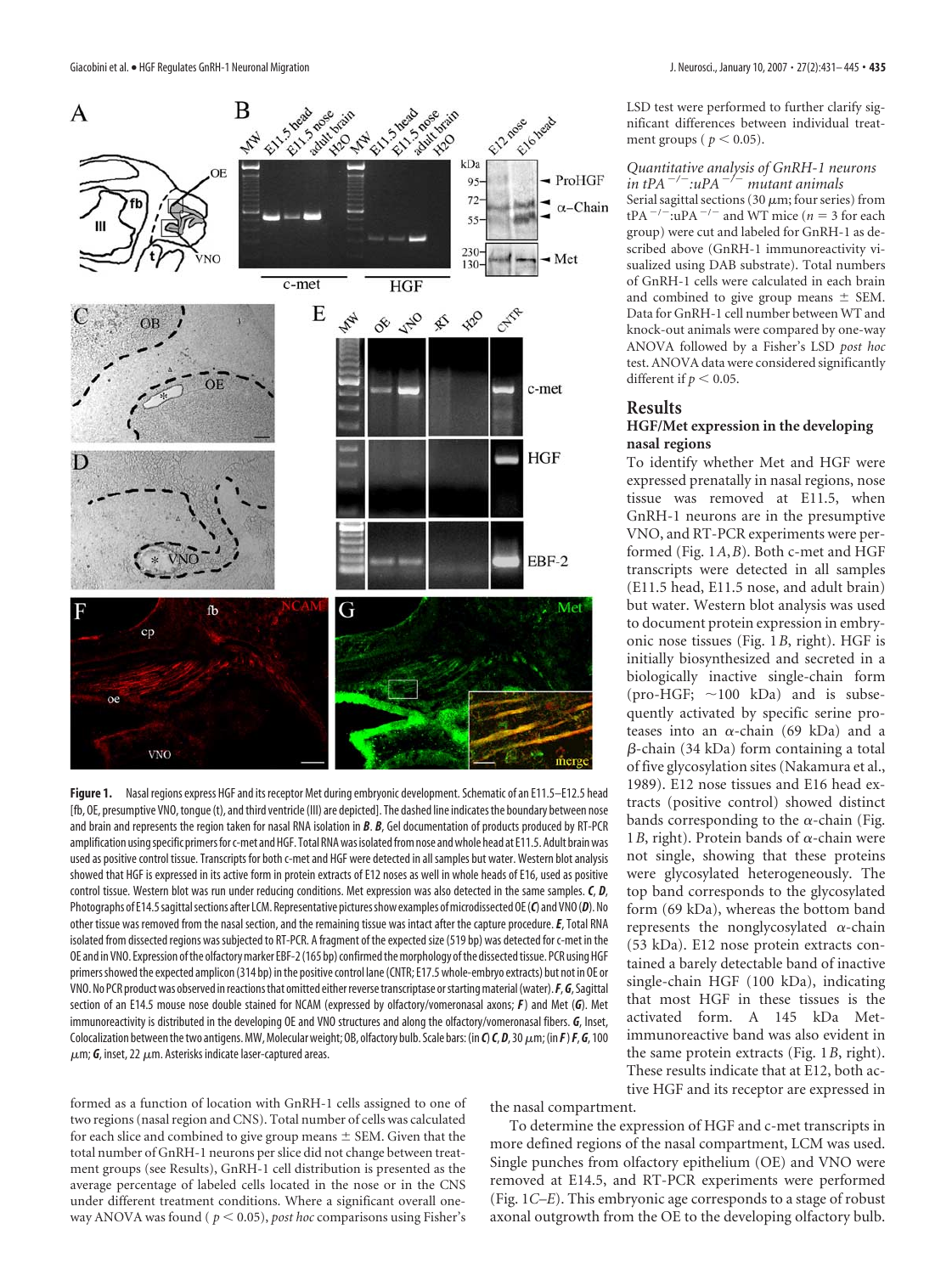**Figure 1.** Nasal regions express HGF and its receptor Met during embryonic development. Schematic of an E11.5–E12.5 head [fb, OE, presumptive VNO, tongue (t), and third ventricle (III) are depicted]. The dashed line indicates the boundary between nose and brain and represents the region taken for nasal RNA isolation in ***B***. ***B***, Gel documentation of products produced by RT-PCR amplification using specific primers for c-met and HGF. Total RNA was isolated from nose and whole head at E11.5. Adult brain was used as positive control tissue. Transcripts for both c-met and HGF were detected in all samples but water. Western blot analysis showed that HGF is expressed in its active form in protein extracts of E12 noses as well in whole heads of E16, used as positive control tissue. Western blot was run under reducing conditions. Met expression was also detected in the same samples. ***C***, ***D***, Photographs of E14.5 sagittal sections after LCM. Representative pictures show examples of microdissected OE (***C***) and VNO (***D***). No other tissue was removed from the nasal section, and the remaining tissue was intact after the capture procedure. ***E***, Total RNA isolated from dissected regions was subjected to RT-PCR. A fragment of the expected size (519 bp) was detected for c-met in the OE and in VNO. Expression of the olfactory marker EBF-2 (165 bp) confirmed the morphology of the dissected tissue. PCR using HGF primers showed the expected amplicon (314 bp) in the positive control lane (CNTR; E17.5 whole-embryo extracts) but not in OE or VNO. No PCR product was observed in reactions that omitted either reverse transcriptase or starting material (water). ***F***, ***G***, Sagittal section of an E14.5 mouse nose double stained for NCAM (expressed by olfactory/vomeronasal axons; ***F***) and Met (***G***). Met immunoreactivity is distributed in the developing OE and VNO structures and along the olfactory/vomeronasal fibers. ***G***, Inset, Colocalization between the two antigens. MW, Molecular weight; OB, olfactory bulb. Scale bars: (in ***C***) ***C***, ***D***, 30 μm; (in ***F***) ***F***, ***G***, 100 μm; ***G***, inset, 22 μm. Asterisks indicate laser-captured areas.

formed as a function of location with GnRH-1 cells assigned to one of two regions (nasal region and CNS). Total number of cells was calculated for each slice and combined to give group means ± SEM. Given that the total number of GnRH-1 neurons per slice did not change between treatment groups (see Results), GnRH-1 cell distribution is presented as the average percentage of labeled cells located in the nose or in the CNS under different treatment conditions. Where a significant overall one-way ANOVA was found ($p < 0.05$), *post hoc* comparisons using Fisher's LSD test were performed to further clarify significant differences between individual treatment groups ($p < 0.05$).

*Quantitative analysis of GnRH-1 neurons in tPA$^{-/-}$:uPA$^{-/-}$ mutant animals*

Serial sagittal sections (30 μm; four series) from tPA$^{-/-}$:uPA$^{-/-}$ and WT mice ($n = 3$ for each group) were cut and labeled for GnRH-1 as described above (GnRH-1 immunoreactivity visualized using DAB substrate). Total numbers of GnRH-1 cells were calculated in each brain and combined to give group means ± SEM. Data for GnRH-1 cell number between WT and knock-out animals were compared by one-way ANOVA followed by a Fisher's LSD *post hoc* test. ANOVA data were considered significantly different if $p < 0.05$.

## Results

### HGF/Met expression in the developing nasal regions

To identify whether Met and HGF were expressed prenatally in nasal regions, nose tissue was removed at E11.5, when GnRH-1 neurons are in the presumptive VNO, and RT-PCR experiments were performed (Fig. 1*A*,*B*). Both c-met and HGF transcripts were detected in all samples (E11.5 head, E11.5 nose, and adult brain) but water. Western blot analysis was used to document protein expression in embryonic nose tissues (Fig. 1*B*, right). HGF is initially biosynthesized and secreted in a biologically inactive single-chain form (pro-HGF; ~100 kDa) and is subsequently activated by specific serine proteases into an α-chain (69 kDa) and a β-chain (34 kDa) form containing a total of five glycosylation sites (Nakamura et al., 1989). E12 nose tissues and E16 head extracts (positive control) showed distinct bands corresponding to the α-chain (Fig. 1*B*, right). Protein bands of α-chain were not single, showing that these proteins were glycosylated heterogeneously. The top band corresponds to the glycosylated form (69 kDa), whereas the bottom band represents the nonglycosylated α-chain (53 kDa). E12 nose protein extracts contained a barely detectable band of inactive single-chain HGF (100 kDa), indicating that most HGF in these tissues is the activated form. A 145 kDa Met-immunoreactive band was also evident in the same protein extracts (Fig. 1*B*, right). These results indicate that at E12, both active HGF and its receptor are expressed in the nasal compartment.

To determine the expression of HGF and c-met transcripts in more defined regions of the nasal compartment, LCM was used. Single punches from olfactory epithelium (OE) and VNO were removed at E14.5, and RT-PCR experiments were performed (Fig. 1*C*–*E*). This embryonic age corresponds to a stage of robust axonal outgrowth from the OE to the developing olfactory bulb.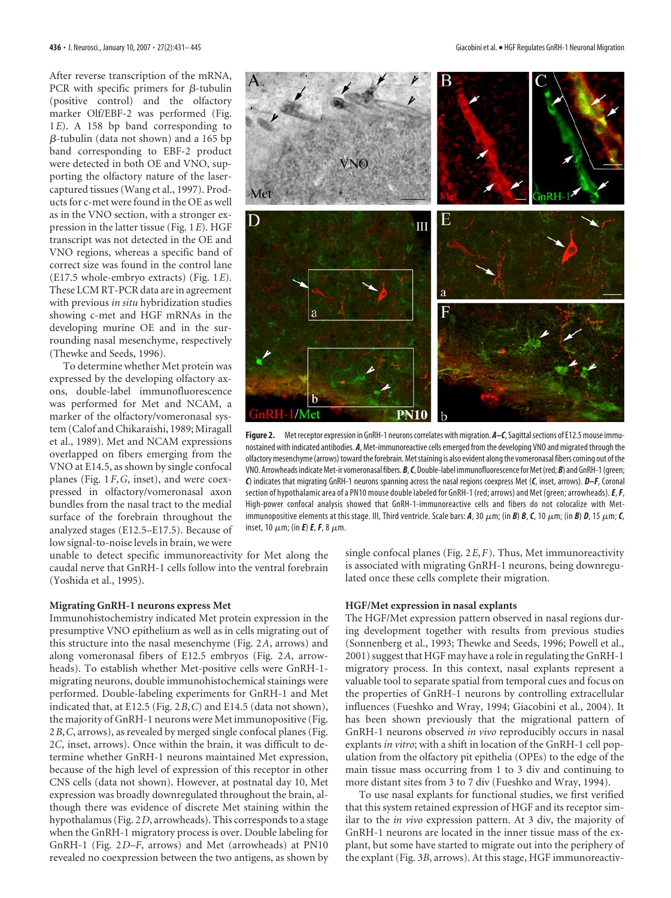After reverse transcription of the mRNA, PCR with specific primers for β-tubulin (positive control) and the olfactory marker Olf/EBF-2 was performed (Fig. 1*E*). A 158 bp band corresponding to β-tubulin (data not shown) and a 165 bp band corresponding to EBF-2 product were detected in both OE and VNO, supporting the olfactory nature of the laser-captured tissues (Wang et al., 1997). Products for c-met were found in the OE as well as in the VNO section, with a stronger expression in the latter tissue (Fig. 1*E*). HGF transcript was not detected in the OE and VNO regions, whereas a specific band of correct size was found in the control lane (E17.5 whole-embryo extracts) (Fig. 1*E*). These LCM RT-PCR data are in agreement with previous *in situ* hybridization studies showing c-met and HGF mRNAs in the developing murine OE and in the surrounding nasal mesenchyme, respectively (Thewke and Seeds, 1996).

To determine whether Met protein was expressed by the developing olfactory axons, double-label immunofluorescence was performed for Met and NCAM, a marker of the olfactory/vomeronasal system (Calof and Chikaraishi, 1989; Miragall et al., 1989). Met and NCAM expressions overlapped on fibers emerging from the VNO at E14.5, as shown by single confocal planes (Fig. 1*F*,*G*, inset), and were coexpressed in olfactory/vomeronasal axon bundles from the nasal tract to the medial surface of the forebrain throughout the analyzed stages (E12.5–E17.5). Because of low signal-to-noise levels in brain, we were unable to detect specific immunoreactivity for Met along the caudal nerve that GnRH-1 cells follow into the ventral forebrain (Yoshida et al., 1995).

**Figure 2.** Met receptor expression in GnRH-1 neurons correlates with migration. ***A–C***, Sagittal sections of E12.5 mouse immunostained with indicated antibodies. ***A***, Met-immunoreactive cells emerged from the developing VNO and migrated through the olfactory mesenchyme (arrows) toward the forebrain. Met staining is also evident along the vomeronasal fibers coming out of the VNO. Arrowheads indicate Met-ir vomeronasal fibers. ***B***, ***C***, Double-label immunofluorescence for Met (red; ***B***) and GnRH-1 (green; ***C***) indicates that migrating GnRH-1 neurons spanning across the nasal regions coexpress Met (***C***, inset, arrows). ***D–F***, Coronal section of hypothalamic area of a PN10 mouse double labeled for GnRH-1 (red; arrows) and Met (green; arrowheads). ***E***, ***F***, High-power confocal analysis showed that GnRH-1-immunoreactive cells and fibers do not colocalize with Met-immunopositive elements at this stage. III, Third ventricle. Scale bars: ***A***, 30 μm; (in ***B***) ***B***, ***C***, 10 μm; (in ***B***) ***D***, 15 μm; ***C***, inset, 10 μm; (in ***E***) ***E***, ***F***, 8 μm.

## Migrating GnRH-1 neurons express Met

Immunohistochemistry indicated Met protein expression in the presumptive VNO epithelium as well as in cells migrating out of this structure into the nasal mesenchyme (Fig. 2*A*, arrows) and along vomeronasal fibers of E12.5 embryos (Fig. 2*A*, arrowheads). To establish whether Met-positive cells were GnRH-1-migrating neurons, double immunohistochemical stainings were performed. Double-labeling experiments for GnRH-1 and Met indicated that, at E12.5 (Fig. 2*B*,*C*) and E14.5 (data not shown), the majority of GnRH-1 neurons were Met immunopositive (Fig. 2*B*,*C*, arrows), as revealed by merged single confocal planes (Fig. 2*C*, inset, arrows). Once within the brain, it was difficult to determine whether GnRH-1 neurons maintained Met expression, because of the high level of expression of this receptor in other CNS cells (data not shown). However, at postnatal day 10, Met expression was broadly downregulated throughout the brain, although there was evidence of discrete Met staining within the hypothalamus (Fig. 2*D*, arrowheads). This corresponds to a stage when the GnRH-1 migratory process is over. Double labeling for GnRH-1 (Fig. 2*D–F*, arrows) and Met (arrowheads) at PN10 revealed no coexpression between the two antigens, as shown by single confocal planes (Fig. 2*E*,*F*). Thus, Met immunoreactivity is associated with migrating GnRH-1 neurons, being downregulated once these cells complete their migration.

## HGF/Met expression in nasal explants

The HGF/Met expression pattern observed in nasal regions during development together with results from previous studies (Sonnenberg et al., 1993; Thewke and Seeds, 1996; Powell et al., 2001) suggest that HGF may have a role in the GnRH-1 migratory process. In this context, nasal explants represent a valuable tool to separate spatial from temporal cues and focus on the properties of GnRH-1 neurons by controlling extracellular influences (Fueshko and Wray, 1994; Giacobini et al., 2004). It has been shown previously that the migrational pattern of GnRH-1 neurons observed *in vivo* reproducibly occurs in nasal explants *in vitro*; with a shift in location of the GnRH-1 cell population from the olfactory pit epithelia (OPEs) to the edge of the main tissue mass occurring from 1 to 3 div and continuing to more distant sites from 3 to 7 div (Fueshko and Wray, 1994).

To use nasal explants for functional studies, we first verified that this system retained expression of HGF and its receptor similar to the *in vivo* expression pattern. At 3 div, the majority of GnRH-1 neurons are located in the inner tissue mass of the explant, but some have started to migrate out into the periphery of the explant (Fig. 3*B*, arrows). At this stage, HGF immunoreactiv-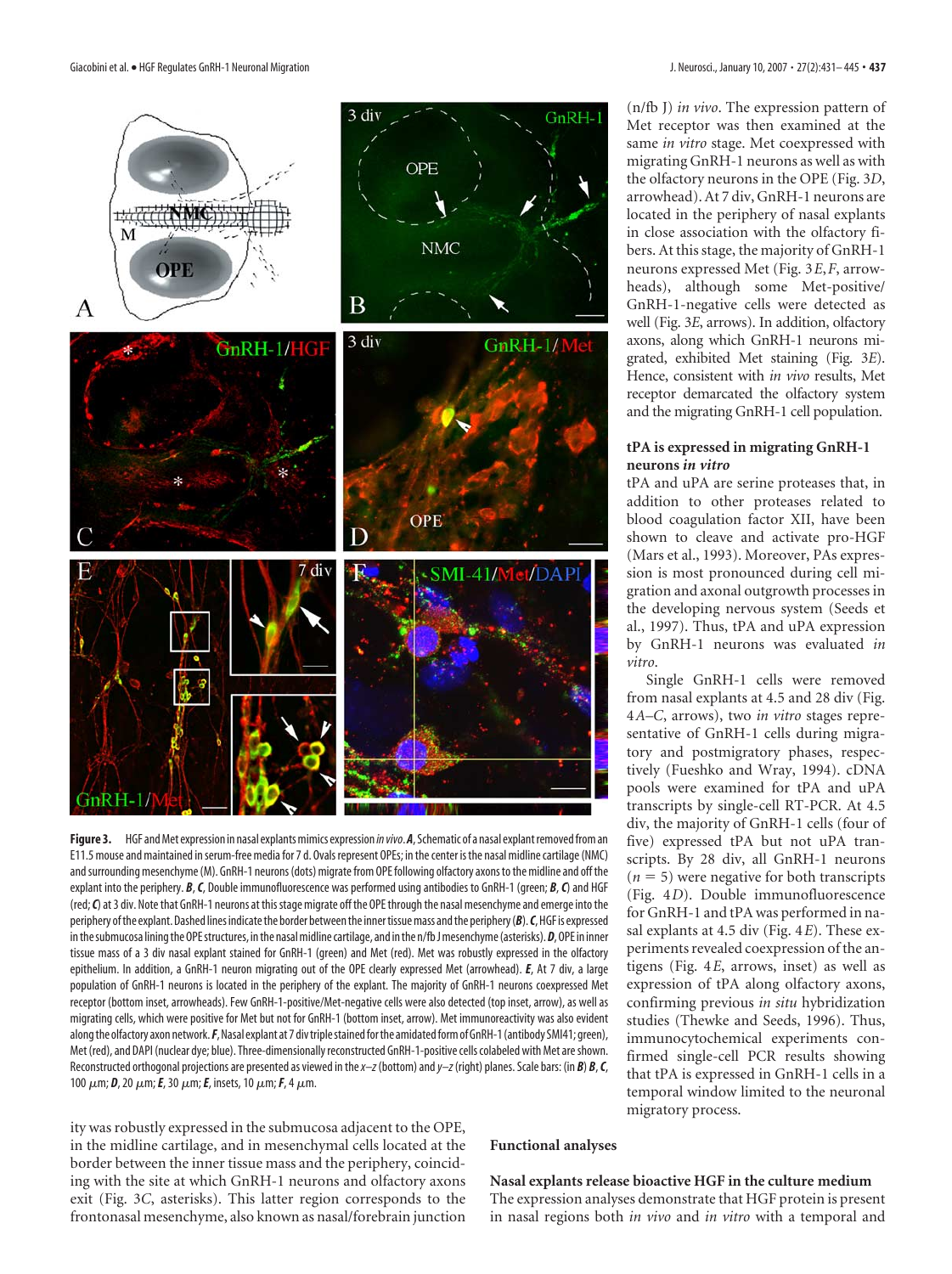**Figure 3.** HGF and Met expression in nasal explants mimics expression *in vivo*. ***A***, Schematic of a nasal explant removed from an E11.5 mouse and maintained in serum-free media for 7 d. Ovals represent OPEs; in the center is the nasal midline cartilage (NMC) and surrounding mesenchyme (M). GnRH-1 neurons (dots) migrate from OPE following olfactory axons to the midline and off the explant into the periphery. ***B***, ***C***, Double immunofluorescence was performed using antibodies to GnRH-1 (green; ***B***, ***C***) and HGF (red; ***C***) at 3 div. Note that GnRH-1 neurons at this stage migrate off the OPE through the nasal mesenchyme and emerge into the periphery of the explant. Dashed lines indicate the border between the inner tissue mass and the periphery (***B***). ***C***, HGF is expressed in the submucosa lining the OPE structures, in the nasal midline cartilage, and in the n/fb J mesenchyme (asterisks). ***D***, OPE in inner tissue mass of a 3 div nasal explant stained for GnRH-1 (green) and Met (red). Met was robustly expressed in the olfactory epithelium. In addition, a GnRH-1 neuron migrating out of the OPE clearly expressed Met (arrowhead). ***E***, At 7 div, a large population of GnRH-1 neurons is located in the periphery of the explant. The majority of GnRH-1 neurons coexpressed Met receptor (bottom inset, arrowheads). Few GnRH-1-positive/Met-negative cells were also detected (top inset, arrow), as well as migrating cells, which were positive for Met but not for GnRH-1 (bottom inset, arrow). Met immunoreactivity was also evident along the olfactory axon network. ***F***, Nasal explant at 7 div triple stained for the amidated form of GnRH-1 (antibody SMI41; green), Met (red), and DAPI (nuclear dye; blue). Three-dimensionally reconstructed GnRH-1-positive cells colabeled with Met are shown. Reconstructed orthogonal projections are presented as viewed in the *x–z* (bottom) and *y–z* (right) planes. Scale bars: (in ***B***) ***B***, ***C***, 100 μm; ***D***, 20 μm; ***E***, 30 μm; ***E***, insets, 10 μm; ***F***, 4 μm.

ity was robustly expressed in the submucosa adjacent to the OPE, in the midline cartilage, and in mesenchymal cells located at the border between the inner tissue mass and the periphery, coinciding with the site at which GnRH-1 neurons and olfactory axons exit (Fig. 3*C*, asterisks). This latter region corresponds to the frontonasal mesenchyme, also known as nasal/forebrain junction (n/fb J) *in vivo*. The expression pattern of Met receptor was then examined at the same *in vitro* stage. Met coexpressed with migrating GnRH-1 neurons as well as with the olfactory neurons in the OPE (Fig. 3*D*, arrowhead). At 7 div, GnRH-1 neurons are located in the periphery of nasal explants in close association with the olfactory fibers. At this stage, the majority of GnRH-1 neurons expressed Met (Fig. 3*E*,*F*, arrowheads), although some Met-positive/GnRH-1-negative cells were detected as well (Fig. 3*E*, arrows). In addition, olfactory axons, along which GnRH-1 neurons migrated, exhibited Met staining (Fig. 3*E*). Hence, consistent with *in vivo* results, Met receptor demarcated the olfactory system and the migrating GnRH-1 cell population.

### tPA is expressed in migrating GnRH-1 neurons *in vitro*

tPA and uPA are serine proteases that, in addition to other proteases related to blood coagulation factor XII, have been shown to cleave and activate pro-HGF (Mars et al., 1993). Moreover, PAs expression is most pronounced during cell migration and axonal outgrowth processes in the developing nervous system (Seeds et al., 1997). Thus, tPA and uPA expression by GnRH-1 neurons was evaluated *in vitro*.

Single GnRH-1 cells were removed from nasal explants at 4.5 and 28 div (Fig. 4*A–C*, arrows), two *in vitro* stages representative of GnRH-1 cells during migratory and postmigratory phases, respectively (Fueshko and Wray, 1994). cDNA pools were examined for tPA and uPA transcripts by single-cell RT-PCR. At 4.5 div, the majority of GnRH-1 cells (four of five) expressed tPA but not uPA transcripts. By 28 div, all GnRH-1 neurons ($n = 5$) were negative for both transcripts (Fig. 4*D*). Double immunofluorescence for GnRH-1 and tPA was performed in nasal explants at 4.5 div (Fig. 4*E*). These experiments revealed coexpression of the antigens (Fig. 4*E*, arrows, inset) as well as expression of tPA along olfactory axons, confirming previous *in situ* hybridization studies (Thewke and Seeds, 1996). Thus, immunocytochemical experiments confirmed single-cell PCR results showing that tPA is expressed in GnRH-1 cells in a temporal window limited to the neuronal migratory process.

## Functional analyses

### Nasal explants release bioactive HGF in the culture medium

The expression analyses demonstrate that HGF protein is present in nasal regions both *in vivo* and *in vitro* with a temporal and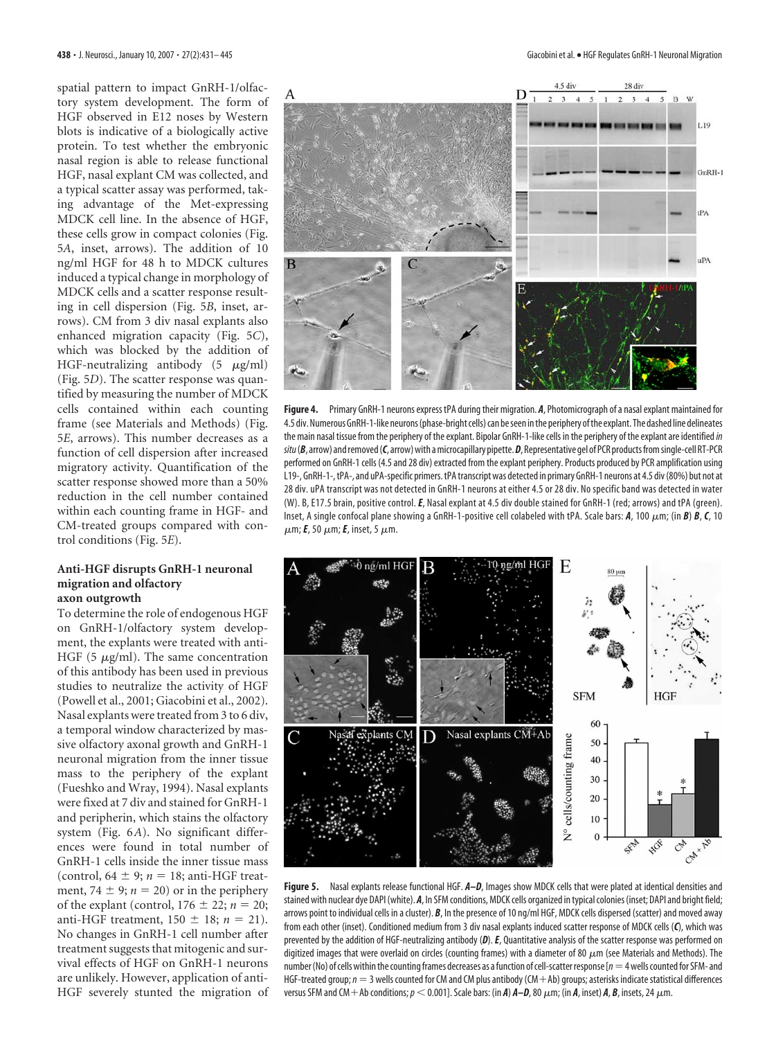spatial pattern to impact GnRH-1/olfactory system development. The form of HGF observed in E12 noses by Western blots is indicative of a biologically active protein. To test whether the embryonic nasal region is able to release functional HGF, nasal explant CM was collected, and a typical scatter assay was performed, taking advantage of the Met-expressing MDCK cell line. In the absence of HGF, these cells grow in compact colonies (Fig. 5*A*, inset, arrows). The addition of 10 ng/ml HGF for 48 h to MDCK cultures induced a typical change in morphology of MDCK cells and a scatter response resulting in cell dispersion (Fig. 5*B*, inset, arrows). CM from 3 div nasal explants also enhanced migration capacity (Fig. 5*C*), which was blocked by the addition of HGF-neutralizing antibody (5 μg/ml) (Fig. 5*D*). The scatter response was quantified by measuring the number of MDCK cells contained within each counting frame (see Materials and Methods) (Fig. 5*E*, arrows). This number decreases as a function of cell dispersion after increased migratory activity. Quantification of the scatter response showed more than a 50% reduction in the cell number contained within each counting frame in HGF- and CM-treated groups compared with control conditions (Fig. 5*E*).

### Anti-HGF disrupts GnRH-1 neuronal migration and olfactory axon outgrowth

To determine the role of endogenous HGF on GnRH-1/olfactory system development, the explants were treated with anti-HGF (5 μg/ml). The same concentration of this antibody has been used in previous studies to neutralize the activity of HGF (Powell et al., 2001; Giacobini et al., 2002). Nasal explants were treated from 3 to 6 div, a temporal window characterized by massive olfactory axonal growth and GnRH-1 neuronal migration from the inner tissue mass to the periphery of the explant (Fueshko and Wray, 1994). Nasal explants were fixed at 7 div and stained for GnRH-1 and peripherin, which stains the olfactory system (Fig. 6*A*). No significant differences were found in total number of GnRH-1 cells inside the inner tissue mass (control, 64 ± 9; $n = 18$; anti-HGF treatment, 74 ± 9; $n = 20$) or in the periphery of the explant (control, 176 ± 22; $n = 20$; anti-HGF treatment, 150 ± 18; $n = 21$). No changes in GnRH-1 cell number after treatment suggests that mitogenic and survival effects of HGF on GnRH-1 neurons are unlikely. However, application of anti-HGF severely stunted the migration of

**Figure 4.** Primary GnRH-1 neurons express tPA during their migration. ***A***, Photomicrograph of a nasal explant maintained for 4.5 div. Numerous GnRH-1-like neurons (phase-bright cells) can be seen in the periphery of the explant. The dashed line delineates the main nasal tissue from the periphery of the explant. Bipolar GnRH-1-like cells in the periphery of the explant are identified *in situ* (***B***, arrow) and removed (***C***, arrow) with a microcapillary pipette. ***D***, Representative gel of PCR products from single-cell RT-PCR performed on GnRH-1 cells (4.5 and 28 div) extracted from the explant periphery. Products produced by PCR amplification using L19-, GnRH-1-, tPA-, and uPA-specific primers. tPA transcript was detected in primary GnRH-1 neurons at 4.5 div (80%) but not at 28 div. uPA transcript was not detected in GnRH-1 neurons at either 4.5 or 28 div. No specific band was detected in water (W). B, E17.5 brain, positive control. ***E***, Nasal explant at 4.5 div double stained for GnRH-1 (red; arrows) and tPA (green). Inset, A single confocal plane showing a GnRH-1-positive cell colabeled with tPA. Scale bars: ***A***, 100 μm; (in ***B***) ***B***, ***C***, 10 μm; ***E***, 50 μm; ***E***, inset, 5 μm.

**Figure 5.** Nasal explants release functional HGF. ***A–D***, Images show MDCK cells that were plated at identical densities and stained with nuclear dye DAPI (white). ***A***, In SFM conditions, MDCK cells organized in typical colonies (inset; DAPI and bright field; arrows point to individual cells in a cluster). ***B***, In the presence of 10 ng/ml HGF, MDCK cells dispersed (scatter) and moved away from each other (inset). Conditioned medium from 3 div nasal explants induced scatter response of MDCK cells (***C***), which was prevented by the addition of HGF-neutralizing antibody (***D***). ***E***, Quantitative analysis of the scatter response was performed on digitized images that were overlaid on circles (counting frames) with a diameter of 80 μm (see Materials and Methods). The number (No) of cells within the counting frames decreases as a function of cell-scatter response [$n = 4$ wells counted for SFM- and HGF-treated group; $n = 3$ wells counted for CM and CM plus antibody (CM+Ab) groups; asterisks indicate statistical differences versus SFM and CM+Ab conditions; $p < 0.001$]. Scale bars: (in ***A***) ***A–D***, 80 μm; (in ***A***, inset) ***A***, ***B***, insets, 24 μm.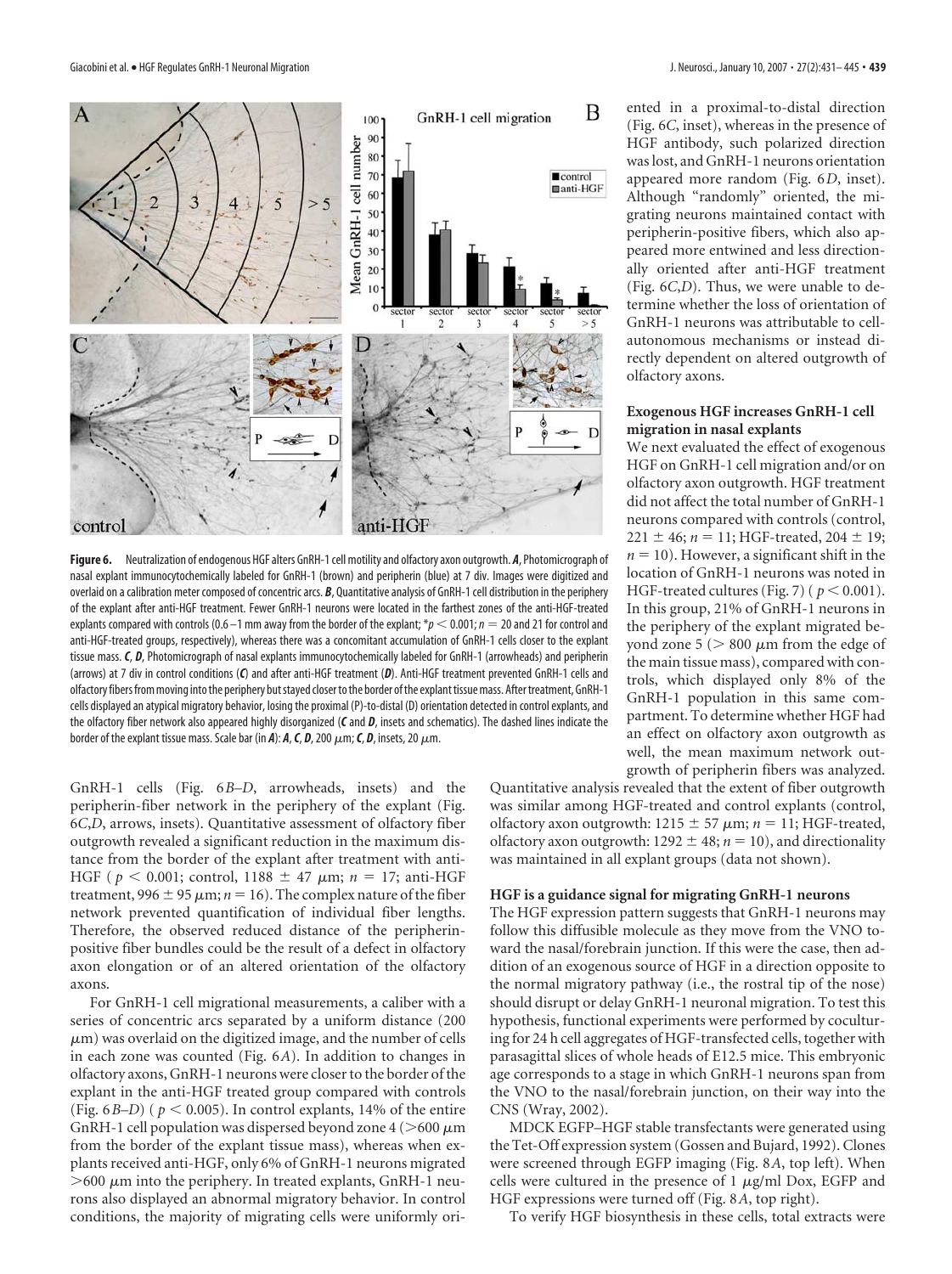**Figure 6.** Neutralization of endogenous HGF alters GnRH-1 cell motility and olfactory axon outgrowth. ***A***, Photomicrograph of nasal explant immunocytochemically labeled for GnRH-1 (brown) and peripherin (blue) at 7 div. Images were digitized and overlaid on a calibration meter composed of concentric arcs. ***B***, Quantitative analysis of GnRH-1 cell distribution in the periphery of the explant after anti-HGF treatment. Fewer GnRH-1 neurons were located in the farthest zones of the anti-HGF-treated explants compared with controls (0.6–1 mm away from the border of the explant; $*p < 0.001$; $n = 20$ and 21 for control and anti-HGF-treated groups, respectively), whereas there was a concomitant accumulation of GnRH-1 cells closer to the explant tissue mass. ***C***, ***D***, Photomicrograph of nasal explants immunocytochemically labeled for GnRH-1 (arrowheads) and peripherin (arrows) at 7 div in control conditions (***C***) and after anti-HGF treatment (***D***). Anti-HGF treatment prevented GnRH-1 cells and olfactory fibers from moving into the periphery but stayed closer to the border of the explant tissue mass. After treatment, GnRH-1 cells displayed an atypical migratory behavior, losing the proximal (P)-to-distal (D) orientation detected in control explants, and the olfactory fiber network also appeared highly disorganized (***C*** and ***D***, insets and schematics). The dashed lines indicate the border of the explant tissue mass. Scale bar (in ***A***): ***A***, ***C***, ***D***, 200 μm; ***C***, ***D***, insets, 20 μm.

GnRH-1 cells (Fig. 6*B–D*, arrowheads, insets) and the peripherin-fiber network in the periphery of the explant (Fig. 6*C*,*D*, arrows, insets). Quantitative assessment of olfactory fiber outgrowth revealed a significant reduction in the maximum distance from the border of the explant after treatment with anti-HGF ($p < 0.001$; control, 1188 ± 47 μm; $n = 17$; anti-HGF treatment, 996 ± 95 μm; $n = 16$). The complex nature of the fiber network prevented quantification of individual fiber lengths. Therefore, the observed reduced distance of the peripherin-positive fiber bundles could be the result of a defect in olfactory axon elongation or of an altered orientation of the olfactory axons.

For GnRH-1 cell migrational measurements, a caliber with a series of concentric arcs separated by a uniform distance (200 μm) was overlaid on the digitized image, and the number of cells in each zone was counted (Fig. 6*A*). In addition to changes in olfactory axons, GnRH-1 neurons were closer to the border of the explant in the anti-HGF treated group compared with controls (Fig. 6*B–D*) ($p < 0.005$). In control explants, 14% of the entire GnRH-1 cell population was dispersed beyond zone 4 (>600 μm from the border of the explant tissue mass), whereas when explants received anti-HGF, only 6% of GnRH-1 neurons migrated >600 μm into the periphery. In treated explants, GnRH-1 neurons also displayed an abnormal migratory behavior. In control conditions, the majority of migrating cells were uniformly oriented in a proximal-to-distal direction (Fig. 6*C*, inset), whereas in the presence of HGF antibody, such polarized direction was lost, and GnRH-1 neurons orientation appeared more random (Fig. 6*D*, inset). Although "randomly" oriented, the migrating neurons maintained contact with peripherin-positive fibers, which also appeared more entwined and less directionally oriented after anti-HGF treatment (Fig. 6*C*,*D*). Thus, we were unable to determine whether the loss of orientation of GnRH-1 neurons was attributable to cell-autonomous mechanisms or instead directly dependent on altered outgrowth of olfactory axons.

### Exogenous HGF increases GnRH-1 cell migration in nasal explants

We next evaluated the effect of exogenous HGF on GnRH-1 cell migration and/or on olfactory axon outgrowth. HGF treatment did not affect the total number of GnRH-1 neurons compared with controls (control, 221 ± 46; $n = 11$; HGF-treated, 204 ± 19; $n = 10$). However, a significant shift in the location of GnRH-1 neurons was noted in HGF-treated cultures (Fig. 7) ($p < 0.001$). In this group, 21% of GnRH-1 neurons in the periphery of the explant migrated beyond zone 5 (> 800 μm from the edge of the main tissue mass), compared with controls, which displayed only 8% of the GnRH-1 population in this same compartment. To determine whether HGF had an effect on olfactory axon outgrowth as well, the mean maximum network outgrowth of peripherin fibers was analyzed. Quantitative analysis revealed that the extent of fiber outgrowth was similar among HGF-treated and control explants (control, olfactory axon outgrowth: 1215 ± 57 μm; $n = 11$; HGF-treated, olfactory axon outgrowth: 1292 ± 48; $n = 10$), and directionality was maintained in all explant groups (data not shown).

### HGF is a guidance signal for migrating GnRH-1 neurons

The HGF expression pattern suggests that GnRH-1 neurons may follow this diffusible molecule as they move from the VNO toward the nasal/forebrain junction. If this were the case, then addition of an exogenous source of HGF in a direction opposite to the normal migratory pathway (i.e., the rostral tip of the nose) should disrupt or delay GnRH-1 neuronal migration. To test this hypothesis, functional experiments were performed by coculturing for 24 h cell aggregates of HGF-transfected cells, together with parasagittal slices of whole heads of E12.5 mice. This embryonic age corresponds to a stage in which GnRH-1 neurons span from the VNO to the nasal/forebrain junction, on their way into the CNS (Wray, 2002).

MDCK EGFP–HGF stable transfectants were generated using the Tet-Off expression system (Gossen and Bujard, 1992). Clones were screened through EGFP imaging (Fig. 8*A*, top left). When cells were cultured in the presence of 1 μg/ml Dox, EGFP and HGF expressions were turned off (Fig. 8*A*, top right).

To verify HGF biosynthesis in these cells, total extracts were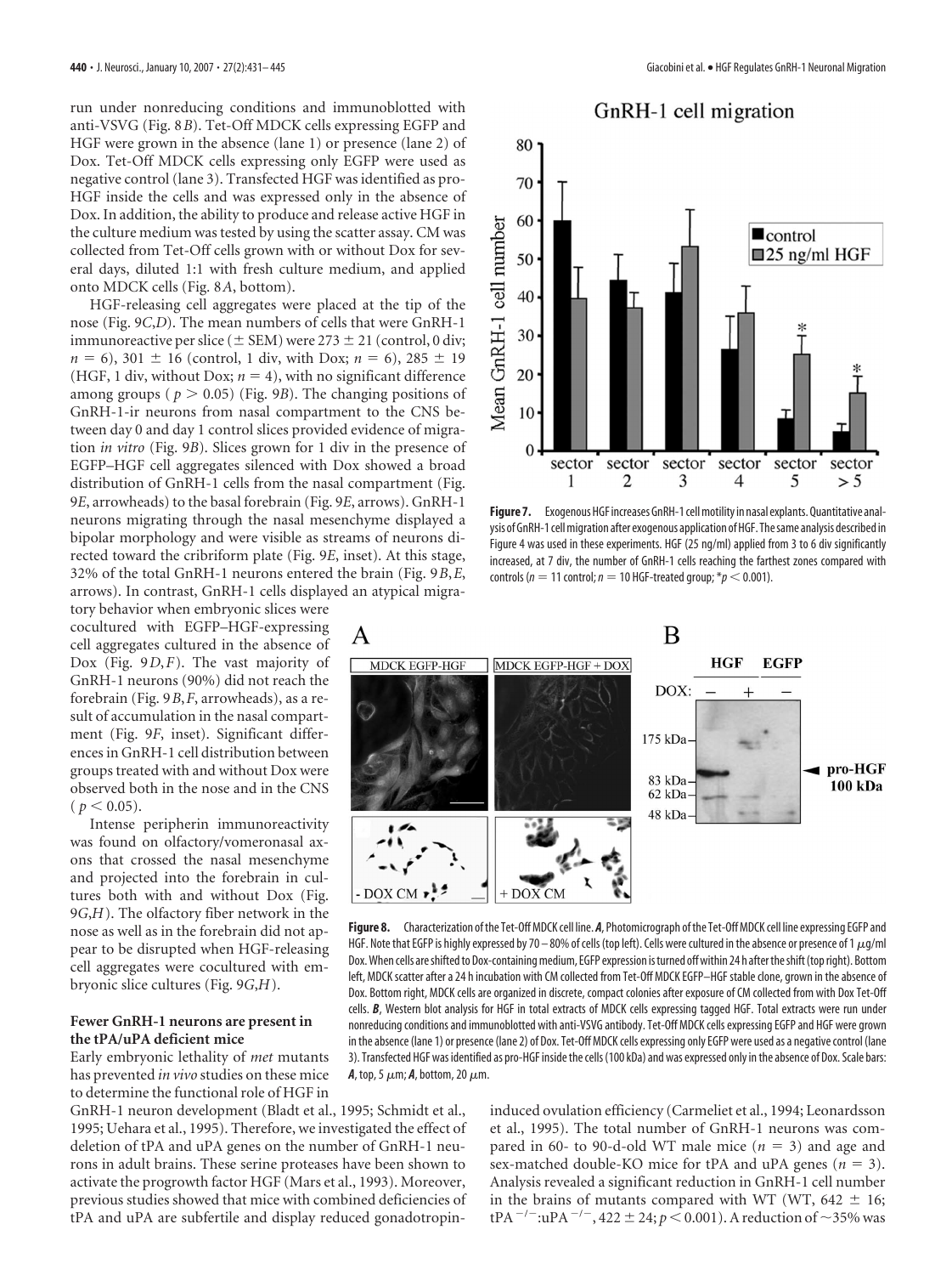run under nonreducing conditions and immunoblotted with anti-VSVG (Fig. 8*B*). Tet-Off MDCK cells expressing EGFP and HGF were grown in the absence (lane 1) or presence (lane 2) of Dox. Tet-Off MDCK cells expressing only EGFP were used as negative control (lane 3). Transfected HGF was identified as pro-HGF inside the cells and was expressed only in the absence of Dox. In addition, the ability to produce and release active HGF in the culture medium was tested by using the scatter assay. CM was collected from Tet-Off cells grown with or without Dox for several days, diluted 1:1 with fresh culture medium, and applied onto MDCK cells (Fig. 8*A*, bottom).

HGF-releasing cell aggregates were placed at the tip of the nose (Fig. 9*C*,*D*). The mean numbers of cells that were GnRH-1 immunoreactive per slice (± SEM) were 273 ± 21 (control, 0 div; $n = 6$), 301 ± 16 (control, 1 div, with Dox; $n = 6$), 285 ± 19 (HGF, 1 div, without Dox; $n = 4$), with no significant difference among groups ($p > 0.05$) (Fig. 9*B*). The changing positions of GnRH-1-ir neurons from nasal compartment to the CNS between day 0 and day 1 control slices provided evidence of migration *in vitro* (Fig. 9*B*). Slices grown for 1 div in the presence of EGFP–HGF cell aggregates silenced with Dox showed a broad distribution of GnRH-1 cells from the nasal compartment (Fig. 9*E*, arrowheads) to the basal forebrain (Fig. 9*E*, arrows). GnRH-1 neurons migrating through the nasal mesenchyme displayed a bipolar morphology and were visible as streams of neurons directed toward the cribriform plate (Fig. 9*E*, inset). At this stage, 32% of the total GnRH-1 neurons entered the brain (Fig. 9*B*,*E*, arrows). In contrast, GnRH-1 cells displayed an atypical migratory behavior when embryonic slices were cocultured with EGFP–HGF-expressing cell aggregates cultured in the absence of Dox (Fig. 9*D*,*F*). The vast majority of GnRH-1 neurons (90%) did not reach the forebrain (Fig. 9*B*,*F*, arrowheads), as a result of accumulation in the nasal compartment (Fig. 9*F*, inset). Significant differences in GnRH-1 cell distribution between groups treated with and without Dox were observed both in the nose and in the CNS ($p < 0.05$).

Intense peripherin immunoreactivity was found on olfactory/vomeronasal axons that crossed the nasal mesenchyme and projected into the forebrain in cultures both with and without Dox (Fig. 9*G*,*H*). The olfactory fiber network in the nose as well as in the forebrain did not appear to be disrupted when HGF-releasing cell aggregates were cocultured with embryonic slice cultures (Fig. 9*G*,*H*).

### Fewer GnRH-1 neurons are present in the tPA/uPA deficient mice

Early embryonic lethality of *met* mutants has prevented *in vivo* studies on these mice to determine the functional role of HGF in GnRH-1 neuron development (Bladt et al., 1995; Schmidt et al., 1995; Uehara et al., 1995). Therefore, we investigated the effect of deletion of tPA and uPA genes on the number of GnRH-1 neurons in adult brains. These serine proteases have been shown to activate the progrowth factor HGF (Mars et al., 1993). Moreover, previous studies showed that mice with combined deficiencies of tPA and uPA are subfertile and display reduced gonadotropin-induced ovulation efficiency (Carmeliet et al., 1994; Leonardsson et al., 1995). The total number of GnRH-1 neurons was compared in 60- to 90-d-old WT male mice ($n = 3$) and age and sex-matched double-KO mice for tPA and uPA genes ($n = 3$). Analysis revealed a significant reduction in GnRH-1 cell number in the brains of mutants compared with WT (WT, 642 ± 16; $tPA^{-/-}$:$uPA^{-/-}$, 422 ± 24; $p < 0.001$). A reduction of ~35% was

**Figure 7.** Exogenous HGF increases GnRH-1 cell motility in nasal explants. Quantitative analysis of GnRH-1 cell migration after exogenous application of HGF. The same analysis described in Figure 4 was used in these experiments. HGF (25 ng/ml) applied from 3 to 6 div significantly increased, at 7 div, the number of GnRH-1 cells reaching the farthest zones compared with controls ($n = 11$ control; $n = 10$ HGF-treated group; $^*p < 0.001$).

**Figure 8.** Characterization of the Tet-Off MDCK cell line. ***A***, Photomicrograph of the Tet-Off MDCK cell line expressing EGFP and HGF. Note that EGFP is highly expressed by 70–80% of cells (top left). Cells were cultured in the absence or presence of 1 μg/ml Dox. When cells are shifted to Dox-containing medium, EGFP expression is turned off within 24 h after the shift (top right). Bottom left, MDCK scatter after a 24 h incubation with CM collected from Tet-Off MDCK EGFP–HGF stable clone, grown in the absence of Dox. Bottom right, MDCK cells are organized in discrete, compact colonies after exposure of CM collected from with Dox Tet-Off cells. ***B***, Western blot analysis for HGF in total extracts of MDCK cells expressing tagged HGF. Total extracts were run under nonreducing conditions and immunoblotted with anti-VSVG antibody. Tet-Off MDCK cells expressing EGFP and HGF were grown in the absence (lane 1) or presence (lane 2) of Dox. Tet-Off MDCK cells expressing only EGFP were used as a negative control (lane 3). Transfected HGF was identified as pro-HGF inside the cells (100 kDa) and was expressed only in the absence of Dox. Scale bars: ***A***, top, 5 μm; ***A***, bottom, 20 μm.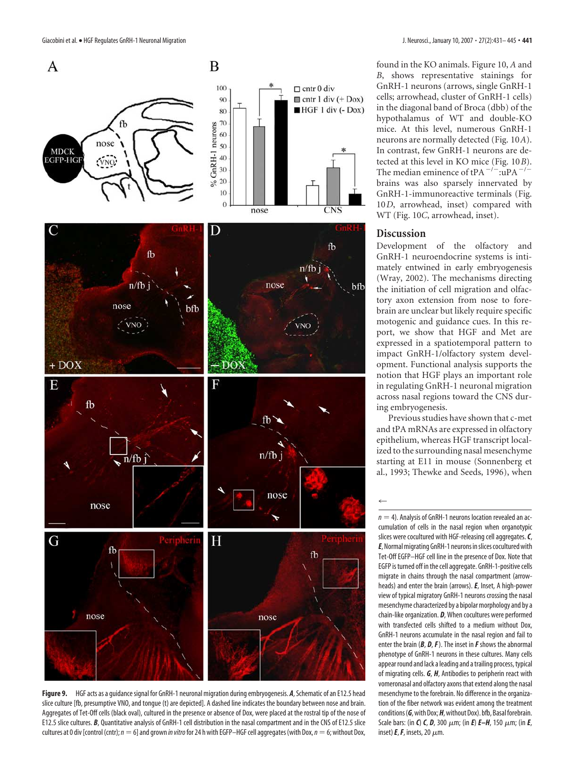found in the KO animals. Figure 10, *A* and *B*, shows representative stainings for GnRH-1 neurons (arrows, single GnRH-1 cells; arrowhead, cluster of GnRH-1 cells) in the diagonal band of Broca (dbb) of the hypothalamus of WT and double-KO mice. At this level, numerous GnRH-1 neurons are normally detected (Fig. 10*A*). In contrast, few GnRH-1 neurons are detected at this level in KO mice (Fig. 10*B*). The median eminence of $tPA^{-/-}$:$uPA^{-/-}$ brains was also sparsely innervated by GnRH-1-immunoreactive terminals (Fig. 10*D*, arrowhead, inset) compared with WT (Fig. 10*C*, arrowhead, inset).

## Discussion

Development of the olfactory and GnRH-1 neuroendocrine systems is intimately entwined in early embryogenesis (Wray, 2002). The mechanisms directing the initiation of cell migration and olfactory axon extension from nose to forebrain are unclear but likely require specific motogenic and guidance cues. In this report, we show that HGF and Met are expressed in a spatiotemporal pattern to impact GnRH-1/olfactory system development. Functional analysis supports the notion that HGF plays an important role in regulating GnRH-1 neuronal migration across nasal regions toward the CNS during embryogenesis.

Previous studies have shown that c-met and tPA mRNAs are expressed in olfactory epithelium, whereas HGF transcript localized to the surrounding nasal mesenchyme starting at E11 in mouse (Sonnenberg et al., 1993; Thewke and Seeds, 1996), when

**Figure 9.** HGF acts as a guidance signal for GnRH-1 neuronal migration during embryogenesis. ***A***, Schematic of an E12.5 head slice culture [fb, presumptive VNO, and tongue (t) are depicted]. A dashed line indicates the boundary between nose and brain. Aggregates of Tet-Off cells (black oval), cultured in the presence or absence of Dox, were placed at the rostral tip of the nose of E12.5 slice cultures. ***B***, Quantitative analysis of GnRH-1 cell distribution in the nasal compartment and in the CNS of E12.5 slice cultures at 0 div [control (cntr); *n* = 6] and grown *in vitro* for 24 h with EGFP–HGF cell aggregates (with Dox, *n* = 6; without Dox, *n* = 4). Analysis of GnRH-1 neurons location revealed an accumulation of cells in the nasal region when organotypic slices were cocultured with HGF-releasing cell aggregates. ***C***, ***E***, Normal migrating GnRH-1 neurons in slices cocultured with Tet-Off EGFP–HGF cell line in the presence of Dox. Note that EGFP is turned off in the cell aggregate. GnRH-1-positive cells migrate in chains through the nasal compartment (arrowheads) and enter the brain (arrows). ***E***, Inset, A high-power view of typical migratory GnRH-1 neurons crossing the nasal mesenchyme characterized by a bipolar morphology and by a chain-like organization. ***D***, When cocultures were performed with transfected cells shifted to a medium without Dox, GnRH-1 neurons accumulate in the nasal region and fail to enter the brain (***B***, ***D***, ***F***). The inset in ***F*** shows the abnormal phenotype of GnRH-1 neurons in these cultures. Many cells appear round and lack a leading and a trailing process, typical of migrating cells. ***G***, ***H***, Antibodies to peripherin react with vomeronasal and olfactory axons that extend along the nasal mesenchyme to the forebrain. No difference in the organization of the fiber network was evident among the treatment conditions (***G***, with Dox; ***H***, without Dox). bfb, Basal forebrain. Scale bars: (in ***C***) ***C***, ***D***, 300 μm; (in ***E***) ***E***–***H***, 150 μm; (in ***E***, inset) ***E***, ***F***, insets, 20 μm.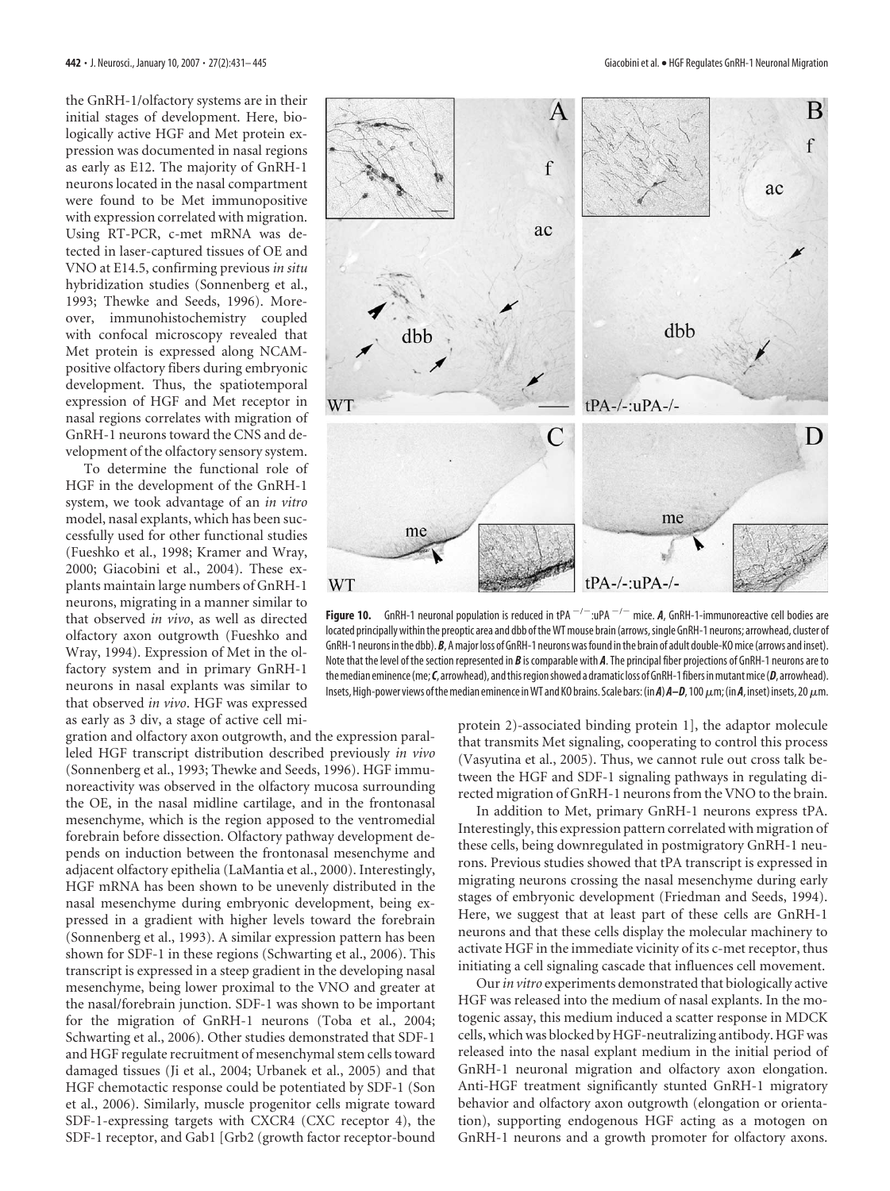the GnRH-1/olfactory systems are in their initial stages of development. Here, biologically active HGF and Met protein expression was documented in nasal regions as early as E12. The majority of GnRH-1 neurons located in the nasal compartment were found to be Met immunopositive with expression correlated with migration. Using RT-PCR, c-met mRNA was detected in laser-captured tissues of OE and VNO at E14.5, confirming previous *in situ* hybridization studies (Sonnenberg et al., 1993; Thewke and Seeds, 1996). Moreover, immunohistochemistry coupled with confocal microscopy revealed that Met protein is expressed along NCAM-positive olfactory fibers during embryonic development. Thus, the spatiotemporal expression of HGF and Met receptor in nasal regions correlates with migration of GnRH-1 neurons toward the CNS and development of the olfactory sensory system.

To determine the functional role of HGF in the development of the GnRH-1 system, we took advantage of an *in vitro* model, nasal explants, which has been successfully used for other functional studies (Fueshko et al., 1998; Kramer and Wray, 2000; Giacobini et al., 2004). These explants maintain large numbers of GnRH-1 neurons, migrating in a manner similar to that observed *in vivo*, as well as directed olfactory axon outgrowth (Fueshko and Wray, 1994). Expression of Met in the olfactory system and in primary GnRH-1 neurons in nasal explants was similar to that observed *in vivo*. HGF was expressed as early as 3 div, a stage of active cell migration and olfactory axon outgrowth, and the expression paralleled HGF transcript distribution described previously *in vivo* (Sonnenberg et al., 1993; Thewke and Seeds, 1996). HGF immunoreactivity was observed in the olfactory mucosa surrounding the OE, in the nasal midline cartilage, and in the frontonasal mesenchyme, which is the region apposed to the ventromedial forebrain before dissection. Olfactory pathway development depends on induction between the frontonasal mesenchyme and adjacent olfactory epithelia (LaMantia et al., 2000). Interestingly, HGF mRNA has been shown to be unevenly distributed in the nasal mesenchyme during embryonic development, being expressed in a gradient with higher levels toward the forebrain (Sonnenberg et al., 1993). A similar expression pattern has been shown for SDF-1 in these regions (Schwarting et al., 2006). This transcript is expressed in a steep gradient in the developing nasal mesenchyme, being lower proximal to the VNO and greater at the nasal/forebrain junction. SDF-1 was shown to be important for the migration of GnRH-1 neurons (Toba et al., 2004; Schwarting et al., 2006). Other studies demonstrated that SDF-1 and HGF regulate recruitment of mesenchymal stem cells toward damaged tissues (Ji et al., 2004; Urbanek et al., 2005) and that HGF chemotactic response could be potentiated by SDF-1 (Son et al., 2006). Similarly, muscle progenitor cells migrate toward SDF-1-expressing targets with CXCR4 (CXC receptor 4), the SDF-1 receptor, and Gab1 [Grb2 (growth factor receptor-bound protein 2)-associated binding protein 1], the adaptor molecule that transmits Met signaling, cooperating to control this process (Vasyutina et al., 2005). Thus, we cannot rule out cross talk between the HGF and SDF-1 signaling pathways in regulating directed migration of GnRH-1 neurons from the VNO to the brain.

**Figure 10.** GnRH-1 neuronal population is reduced in tPA $^{-/-}$:uPA $^{-/-}$ mice. ***A***, GnRH-1-immunoreactive cell bodies are located principally within the preoptic area and dbb of the WT mouse brain (arrows, single GnRH-1 neurons; arrowhead, cluster of GnRH-1 neurons in the dbb). ***B***, A major loss of GnRH-1 neurons was found in the brain of adult double-KO mice (arrows and inset). Note that the level of the section represented in ***B*** is comparable with ***A***. The principal fiber projections of GnRH-1 neurons are to the median eminence (me; ***C***, arrowhead), and this region showed a dramatic loss of GnRH-1 fibers in mutant mice (***D***, arrowhead). Insets, High-power views of the median eminence in WT and KO brains. Scale bars: (in ***A***) ***A–D***, 100 $\mu$m; (in ***A***, inset) insets, 20 $\mu$m.

In addition to Met, primary GnRH-1 neurons express tPA. Interestingly, this expression pattern correlated with migration of these cells, being downregulated in postmigratory GnRH-1 neurons. Previous studies showed that tPA transcript is expressed in migrating neurons crossing the nasal mesenchyme during early stages of embryonic development (Friedman and Seeds, 1994). Here, we suggest that at least part of these cells are GnRH-1 neurons and that these cells display the molecular machinery to activate HGF in the immediate vicinity of its c-met receptor, thus initiating a cell signaling cascade that influences cell movement.

Our *in vitro* experiments demonstrated that biologically active HGF was released into the medium of nasal explants. In the motogenic assay, this medium induced a scatter response in MDCK cells, which was blocked by HGF-neutralizing antibody. HGF was released into the nasal explant medium in the initial period of GnRH-1 neuronal migration and olfactory axon elongation. Anti-HGF treatment significantly stunted GnRH-1 migratory behavior and olfactory axon outgrowth (elongation or orientation), supporting endogenous HGF acting as a motogen on GnRH-1 neurons and a growth promoter for olfactory axons.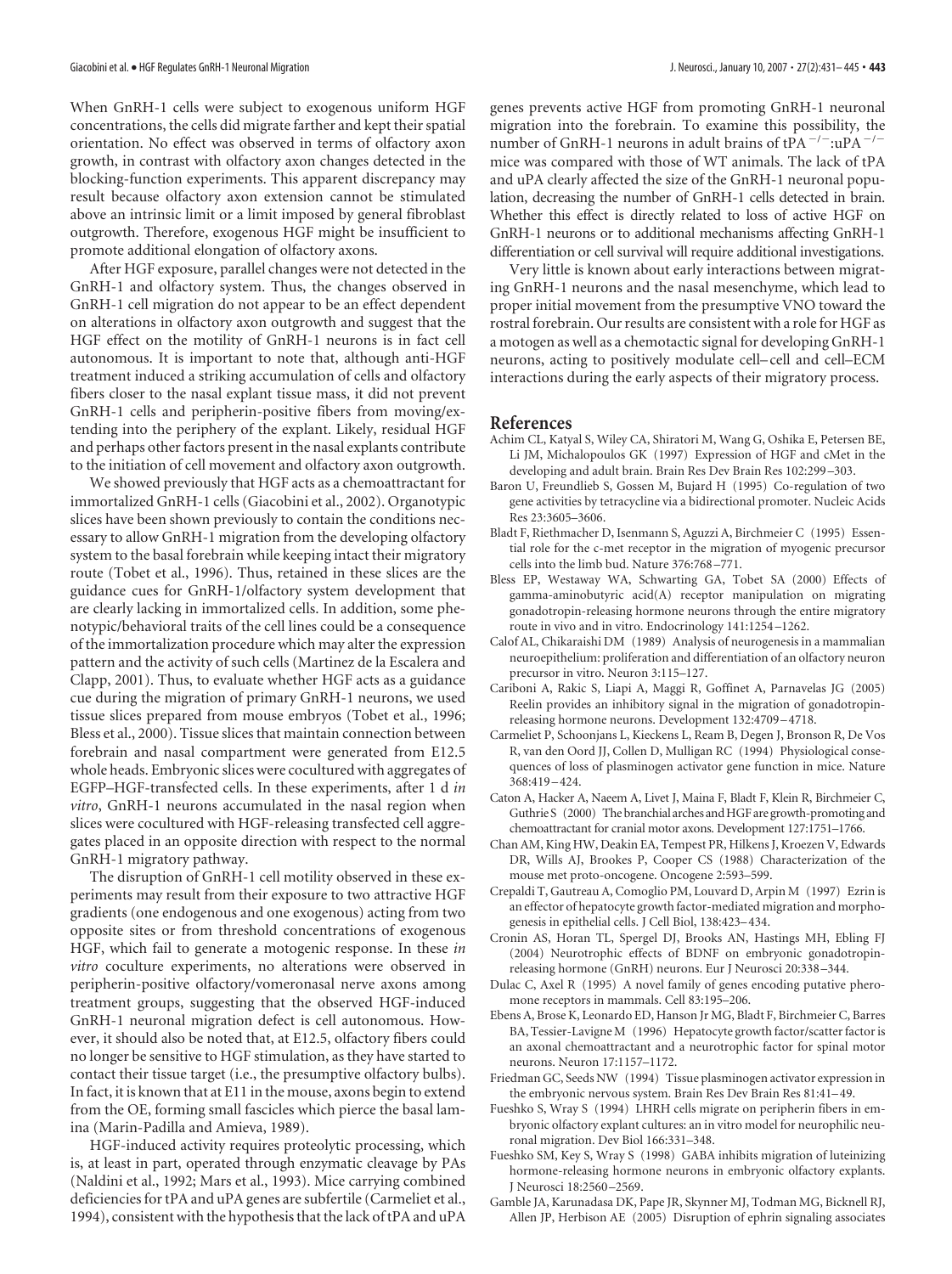When GnRH-1 cells were subject to exogenous uniform HGF concentrations, the cells did migrate farther and kept their spatial orientation. No effect was observed in terms of olfactory axon growth, in contrast with olfactory axon changes detected in the blocking-function experiments. This apparent discrepancy may result because olfactory axon extension cannot be stimulated above an intrinsic limit or a limit imposed by general fibroblast outgrowth. Therefore, exogenous HGF might be insufficient to promote additional elongation of olfactory axons.

After HGF exposure, parallel changes were not detected in the GnRH-1 and olfactory system. Thus, the changes observed in GnRH-1 cell migration do not appear to be an effect dependent on alterations in olfactory axon outgrowth and suggest that the HGF effect on the motility of GnRH-1 neurons is in fact cell autonomous. It is important to note that, although anti-HGF treatment induced a striking accumulation of cells and olfactory fibers closer to the nasal explant tissue mass, it did not prevent GnRH-1 cells and peripherin-positive fibers from moving/extending into the periphery of the explant. Likely, residual HGF and perhaps other factors present in the nasal explants contribute to the initiation of cell movement and olfactory axon outgrowth.

We showed previously that HGF acts as a chemoattractant for immortalized GnRH-1 cells (Giacobini et al., 2002). Organotypic slices have been shown previously to contain the conditions necessary to allow GnRH-1 migration from the developing olfactory system to the basal forebrain while keeping intact their migratory route (Tobet et al., 1996). Thus, retained in these slices are the guidance cues for GnRH-1/olfactory system development that are clearly lacking in immortalized cells. In addition, some phenotypic/behavioral traits of the cell lines could be a consequence of the immortalization procedure which may alter the expression pattern and the activity of such cells (Martinez de la Escalera and Clapp, 2001). Thus, to evaluate whether HGF acts as a guidance cue during the migration of primary GnRH-1 neurons, we used tissue slices prepared from mouse embryos (Tobet et al., 1996; Bless et al., 2000). Tissue slices that maintain connection between forebrain and nasal compartment were generated from E12.5 whole heads. Embryonic slices were cocultured with aggregates of EGFP–HGF-transfected cells. In these experiments, after 1 d *in vitro*, GnRH-1 neurons accumulated in the nasal region when slices were cocultured with HGF-releasing transfected cell aggregates placed in an opposite direction with respect to the normal GnRH-1 migratory pathway.

The disruption of GnRH-1 cell motility observed in these experiments may result from their exposure to two attractive HGF gradients (one endogenous and one exogenous) acting from two opposite sites or from threshold concentrations of exogenous HGF, which fail to generate a motogenic response. In these *in vitro* coculture experiments, no alterations were observed in peripherin-positive olfactory/vomeronasal nerve axons among treatment groups, suggesting that the observed HGF-induced GnRH-1 neuronal migration defect is cell autonomous. However, it should also be noted that, at E12.5, olfactory fibers could no longer be sensitive to HGF stimulation, as they have started to contact their tissue target (i.e., the presumptive olfactory bulbs). In fact, it is known that at E11 in the mouse, axons begin to extend from the OE, forming small fascicles which pierce the basal lamina (Marin-Padilla and Amieva, 1989).

HGF-induced activity requires proteolytic processing, which is, at least in part, operated through enzymatic cleavage by PAs (Naldini et al., 1992; Mars et al., 1993). Mice carrying combined deficiencies for tPA and uPA genes are subfertile (Carmeliet et al., 1994), consistent with the hypothesis that the lack of tPA and uPA genes prevents active HGF from promoting GnRH-1 neuronal migration into the forebrain. To examine this possibility, the number of GnRH-1 neurons in adult brains of tPA $^{-/-}$:uPA $^{-/-}$ mice was compared with those of WT animals. The lack of tPA and uPA clearly affected the size of the GnRH-1 neuronal population, decreasing the number of GnRH-1 cells detected in brain. Whether this effect is directly related to loss of active HGF on GnRH-1 neurons or to additional mechanisms affecting GnRH-1 differentiation or cell survival will require additional investigations.

Very little is known about early interactions between migrating GnRH-1 neurons and the nasal mesenchyme, which lead to proper initial movement from the presumptive VNO toward the rostral forebrain. Our results are consistent with a role for HGF as a motogen as well as a chemotactic signal for developing GnRH-1 neurons, acting to positively modulate cell–cell and cell–ECM interactions during the early aspects of their migratory process.

## References

Achim CL, Katyal S, Wiley CA, Shiratori M, Wang G, Oshika E, Petersen BE, Li JM, Michalopoulos GK (1997) Expression of HGF and cMet in the developing and adult brain. Brain Res Dev Brain Res 102:299–303.

Baron U, Freundlieb S, Gossen M, Bujard H (1995) Co-regulation of two gene activities by tetracycline via a bidirectional promoter. Nucleic Acids Res 23:3605–3606.

Bladt F, Riethmacher D, Isenmann S, Aguzzi A, Birchmeier C (1995) Essential role for the c-met receptor in the migration of myogenic precursor cells into the limb bud. Nature 376:768–771.

Bless EP, Westaway WA, Schwarting GA, Tobet SA (2000) Effects of gamma-aminobutyric acid(A) receptor manipulation on migrating gonadotropin-releasing hormone neurons through the entire migratory route in vivo and in vitro. Endocrinology 141:1254–1262.

Calof AL, Chikaraishi DM (1989) Analysis of neurogenesis in a mammalian neuroepithelium: proliferation and differentiation of an olfactory neuron precursor in vitro. Neuron 3:115–127.

Cariboni A, Rakic S, Liapi A, Maggi R, Goffinet A, Parnavelas JG (2005) Reelin provides an inhibitory signal in the migration of gonadotropin-releasing hormone neurons. Development 132:4709–4718.

Carmeliet P, Schoonjans L, Kieckens L, Ream B, Degen J, Bronson R, De Vos R, van den Oord JJ, Collen D, Mulligan RC (1994) Physiological consequences of loss of plasminogen activator gene function in mice. Nature 368:419–424.

Caton A, Hacker A, Naeem A, Livet J, Maina F, Bladt F, Klein R, Birchmeier C, Guthrie S (2000) The branchial arches and HGF are growth-promoting and chemoattractant for cranial motor axons. Development 127:1751–1766.

Chan AM, King HW, Deakin EA, Tempest PR, Hilkens J, Kroezen V, Edwards DR, Wills AJ, Brookes P, Cooper CS (1988) Characterization of the mouse met proto-oncogene. Oncogene 2:593–599.

Crepaldi T, Gautreau A, Comoglio PM, Louvard D, Arpin M (1997) Ezrin is an effector of hepatocyte growth factor-mediated migration and morphogenesis in epithelial cells. J Cell Biol, 138:423–434.

Cronin AS, Horan TL, Spergel DJ, Brooks AN, Hastings MH, Ebling FJ (2004) Neurotrophic effects of BDNF on embryonic gonadotropin-releasing hormone (GnRH) neurons. Eur J Neurosci 20:338–344.

Dulac C, Axel R (1995) A novel family of genes encoding putative pheromone receptors in mammals. Cell 83:195–206.

Ebens A, Brose K, Leonardo ED, Hanson Jr MG, Bladt F, Birchmeier C, Barres BA, Tessier-Lavigne M (1996) Hepatocyte growth factor/scatter factor is an axonal chemoattractant and a neurotrophic factor for spinal motor neurons. Neuron 17:1157–1172.

Friedman GC, Seeds NW (1994) Tissue plasminogen activator expression in the embryonic nervous system. Brain Res Dev Brain Res 81:41–49.

Fueshko S, Wray S (1994) LHRH cells migrate on peripherin fibers in embryonic olfactory explant cultures: an in vitro model for neurophilic neuronal migration. Dev Biol 166:331–348.

Fueshko SM, Key S, Wray S (1998) GABA inhibits migration of luteinizing hormone-releasing hormone neurons in embryonic olfactory explants. J Neurosci 18:2560–2569.

Gamble JA, Karunadasa DK, Pape JR, Skynner MJ, Todman MG, Bicknell RJ, Allen JP, Herbison AE (2005) Disruption of ephrin signaling associates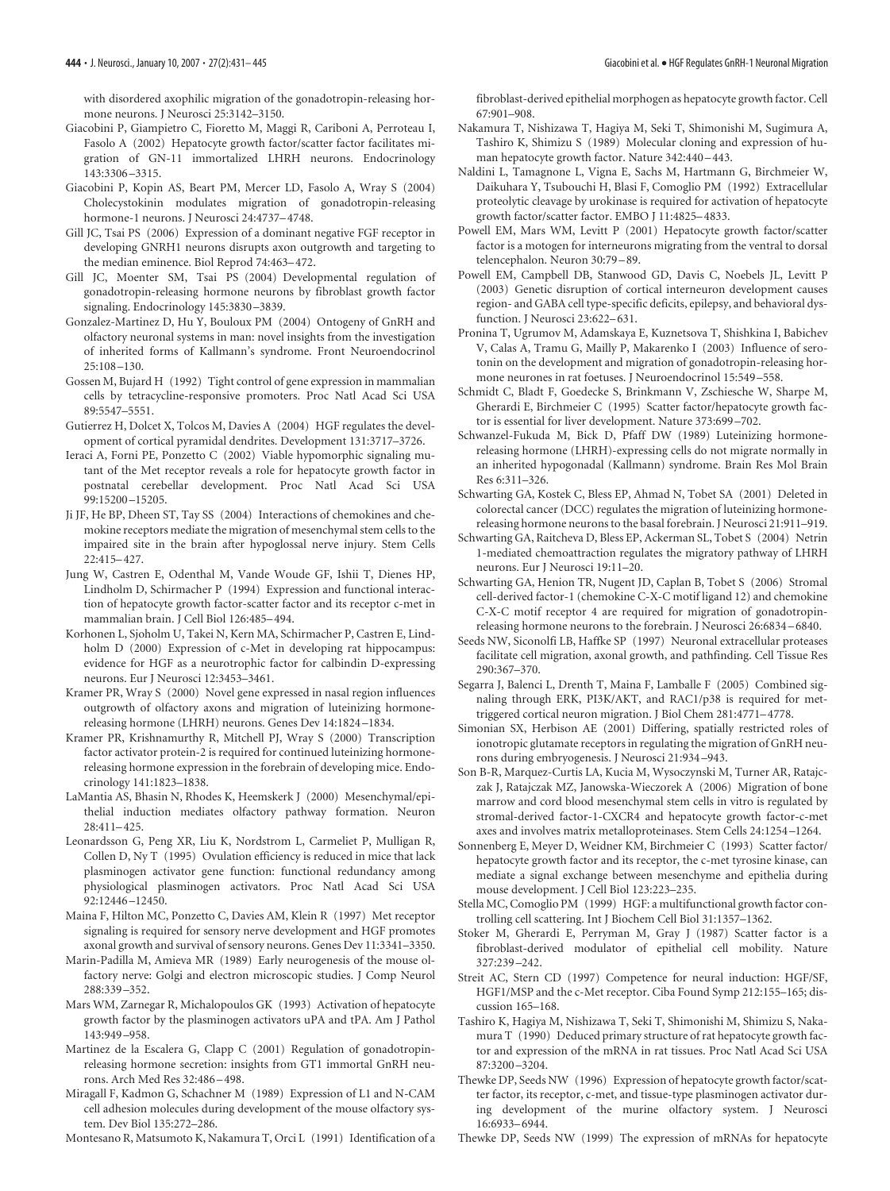with disordered axophilic migration of the gonadotropin-releasing hormone neurons. J Neurosci 25:3142–3150.

Giacobini P, Giampietro C, Fioretto M, Maggi R, Cariboni A, Perroteau I, Fasolo A (2002) Hepatocyte growth factor/scatter factor facilitates migration of GN-11 immortalized LHRH neurons. Endocrinology 143:3306–3315.

Giacobini P, Kopin AS, Beart PM, Mercer LD, Fasolo A, Wray S (2004) Cholecystokinin modulates migration of gonadotropin-releasing hormone-1 neurons. J Neurosci 24:4737–4748.

Gill JC, Tsai PS (2006) Expression of a dominant negative FGF receptor in developing GNRH1 neurons disrupts axon outgrowth and targeting to the median eminence. Biol Reprod 74:463–472.

Gill JC, Moenter SM, Tsai PS (2004) Developmental regulation of gonadotropin-releasing hormone neurons by fibroblast growth factor signaling. Endocrinology 145:3830–3839.

Gonzalez-Martinez D, Hu Y, Bouloux PM (2004) Ontogeny of GnRH and olfactory neuronal systems in man: novel insights from the investigation of inherited forms of Kallmann's syndrome. Front Neuroendocrinol 25:108–130.

Gossen M, Bujard H (1992) Tight control of gene expression in mammalian cells by tetracycline-responsive promoters. Proc Natl Acad Sci USA 89:5547–5551.

Gutierrez H, Dolcet X, Tolcos M, Davies A (2004) HGF regulates the development of cortical pyramidal dendrites. Development 131:3717–3726.

Ieraci A, Forni PE, Ponzetto C (2002) Viable hypomorphic signaling mutant of the Met receptor reveals a role for hepatocyte growth factor in postnatal cerebellar development. Proc Natl Acad Sci USA 99:15200–15205.

Ji JF, He BP, Dheen ST, Tay SS (2004) Interactions of chemokines and chemokine receptors mediate the migration of mesenchymal stem cells to the impaired site in the brain after hypoglossal nerve injury. Stem Cells 22:415–427.

Jung W, Castren E, Odenthal M, Vande Woude GF, Ishii T, Dienes HP, Lindholm D, Schirmacher P (1994) Expression and functional interaction of hepatocyte growth factor-scatter factor and its receptor c-met in mammalian brain. J Cell Biol 126:485–494.

Korhonen L, Sjoholm U, Takei N, Kern MA, Schirmacher P, Castren E, Lindholm D (2000) Expression of c-Met in developing rat hippocampus: evidence for HGF as a neurotrophic factor for calbindin D-expressing neurons. Eur J Neurosci 12:3453–3461.

Kramer PR, Wray S (2000) Novel gene expressed in nasal region influences outgrowth of olfactory axons and migration of luteinizing hormone-releasing hormone (LHRH) neurons. Genes Dev 14:1824–1834.

Kramer PR, Krishnamurthy R, Mitchell PJ, Wray S (2000) Transcription factor activator protein-2 is required for continued luteinizing hormone-releasing hormone expression in the forebrain of developing mice. Endocrinology 141:1823–1838.

LaMantia AS, Bhasin N, Rhodes K, Heemskerk J (2000) Mesenchymal/epithelial induction mediates olfactory pathway formation. Neuron 28:411–425.

Leonardsson G, Peng XR, Liu K, Nordstrom L, Carmeliet P, Mulligan R, Collen D, Ny T (1995) Ovulation efficiency is reduced in mice that lack plasminogen activator gene function: functional redundancy among physiological plasminogen activators. Proc Natl Acad Sci USA 92:12446–12450.

Maina F, Hilton MC, Ponzetto C, Davies AM, Klein R (1997) Met receptor signaling is required for sensory nerve development and HGF promotes axonal growth and survival of sensory neurons. Genes Dev 11:3341–3350.

Marin-Padilla M, Amieva MR (1989) Early neurogenesis of the mouse olfactory nerve: Golgi and electron microscopic studies. J Comp Neurol 288:339–352.

Mars WM, Zarnegar R, Michalopoulos GK (1993) Activation of hepatocyte growth factor by the plasminogen activators uPA and tPA. Am J Pathol 143:949–958.

Martinez de la Escalera G, Clapp C (2001) Regulation of gonadotropin-releasing hormone secretion: insights from GT1 immortal GnRH neurons. Arch Med Res 32:486–498.

Miragall F, Kadmon G, Schachner M (1989) Expression of L1 and N-CAM cell adhesion molecules during development of the mouse olfactory system. Dev Biol 135:272–286.

Montesano R, Matsumoto K, Nakamura T, Orci L (1991) Identification of a fibroblast-derived epithelial morphogen as hepatocyte growth factor. Cell 67:901–908.

Nakamura T, Nishizawa T, Hagiya M, Seki T, Shimonishi M, Sugimura A, Tashiro K, Shimizu S (1989) Molecular cloning and expression of human hepatocyte growth factor. Nature 342:440–443.

Naldini L, Tamagnone L, Vigna E, Sachs M, Hartmann G, Birchmeier W, Daikuhara Y, Tsubouchi H, Blasi F, Comoglio PM (1992) Extracellular proteolytic cleavage by urokinase is required for activation of hepatocyte growth factor/scatter factor. EMBO J 11:4825–4833.

Powell EM, Mars WM, Levitt P (2001) Hepatocyte growth factor/scatter factor is a motogen for interneurons migrating from the ventral to dorsal telencephalon. Neuron 30:79–89.

Powell EM, Campbell DB, Stanwood GD, Davis C, Noebels JL, Levitt P (2003) Genetic disruption of cortical interneuron development causes region- and GABA cell type-specific deficits, epilepsy, and behavioral dysfunction. J Neurosci 23:622–631.

Pronina T, Ugrumov M, Adamskaya E, Kuznetsova T, Shishkina I, Babichev V, Calas A, Tramu G, Mailly P, Makarenko I (2003) Influence of serotonin on the development and migration of gonadotropin-releasing hormone neurones in rat foetuses. J Neuroendocrinol 15:549–558.

Schmidt C, Bladt F, Goedecke S, Brinkmann V, Zschiesche W, Sharpe M, Gherardi E, Birchmeier C (1995) Scatter factor/hepatocyte growth factor is essential for liver development. Nature 373:699–702.

Schwanzel-Fukuda M, Bick D, Pfaff DW (1989) Luteinizing hormone-releasing hormone (LHRH)-expressing cells do not migrate normally in an inherited hypogonadal (Kallmann) syndrome. Brain Res Mol Brain Res 6:311–326.

Schwarting GA, Kostek C, Bless EP, Ahmad N, Tobet SA (2001) Deleted in colorectal cancer (DCC) regulates the migration of luteinizing hormone-releasing hormone neurons to the basal forebrain. J Neurosci 21:911–919.

Schwarting GA, Raitcheva D, Bless EP, Ackerman SL, Tobet S (2004) Netrin 1-mediated chemoattraction regulates the migratory pathway of LHRH neurons. Eur J Neurosci 19:11–20.

Schwarting GA, Henion TR, Nugent JD, Caplan B, Tobet S (2006) Stromal cell-derived factor-1 (chemokine C-X-C motif ligand 12) and chemokine C-X-C motif receptor 4 are required for migration of gonadotropin-releasing hormone neurons to the forebrain. J Neurosci 26:6834–6840.

Seeds NW, Siconolfi LB, Haffke SP (1997) Neuronal extracellular proteases facilitate cell migration, axonal growth, and pathfinding. Cell Tissue Res 290:367–370.

Segarra J, Balenci L, Drenth T, Maina F, Lamballe F (2005) Combined signaling through ERK, PI3K/AKT, and RAC1/p38 is required for met-triggered cortical neuron migration. J Biol Chem 281:4771–4778.

Simonian SX, Herbison AE (2001) Differing, spatially restricted roles of ionotropic glutamate receptors in regulating the migration of GnRH neurons during embryogenesis. J Neurosci 21:934–943.

Son B-R, Marquez-Curtis LA, Kucia M, Wysoczynski M, Turner AR, Ratajczak J, Ratajczak MZ, Janowska-Wieczorek A (2006) Migration of bone marrow and cord blood mesenchymal stem cells in vitro is regulated by stromal-derived factor-1-CXCR4 and hepatocyte growth factor-c-met axes and involves matrix metalloproteinases. Stem Cells 24:1254–1264.

Sonnenberg E, Meyer D, Weidner KM, Birchmeier C (1993) Scatter factor/hepatocyte growth factor and its receptor, the c-met tyrosine kinase, can mediate a signal exchange between mesenchyme and epithelia during mouse development. J Cell Biol 123:223–235.

Stella MC, Comoglio PM (1999) HGF: a multifunctional growth factor controlling cell scattering. Int J Biochem Cell Biol 31:1357–1362.

Stoker M, Gherardi E, Perryman M, Gray J (1987) Scatter factor is a fibroblast-derived modulator of epithelial cell mobility. Nature 327:239–242.

Streit AC, Stern CD (1997) Competence for neural induction: HGF/SF, HGF1/MSP and the c-Met receptor. Ciba Found Symp 212:155–165; discussion 165–168.

Tashiro K, Hagiya M, Nishizawa T, Seki T, Shimonishi M, Shimizu S, Nakamura T (1990) Deduced primary structure of rat hepatocyte growth factor and expression of the mRNA in rat tissues. Proc Natl Acad Sci USA 87:3200–3204.

Thewke DP, Seeds NW (1996) Expression of hepatocyte growth factor/scatter factor, its receptor, c-met, and tissue-type plasminogen activator during development of the murine olfactory system. J Neurosci 16:6933–6944.

Thewke DP, Seeds NW (1999) The expression of mRNAs for hepatocyte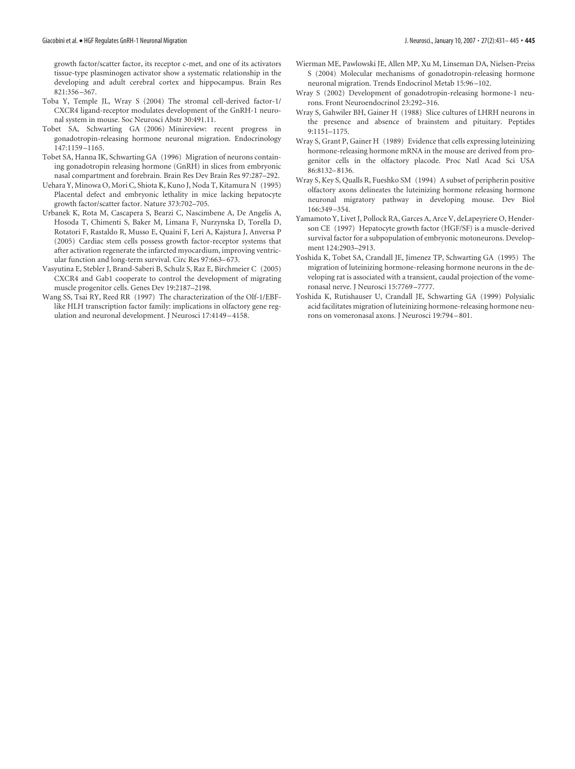growth factor/scatter factor, its receptor c-met, and one of its activators tissue-type plasminogen activator show a systematic relationship in the developing and adult cerebral cortex and hippocampus. Brain Res 821:356–367.

Toba Y, Temple JL, Wray S (2004) The stromal cell-derived factor-1/CXCR4 ligand-receptor modulates development of the GnRH-1 neuronal system in mouse. Soc Neurosci Abstr 30:491.11.

Tobet SA, Schwarting GA (2006) Minireview: recent progress in gonadotropin-releasing hormone neuronal migration. Endocrinology 147:1159–1165.

Tobet SA, Hanna IK, Schwarting GA (1996) Migration of neurons containing gonadotropin releasing hormone (GnRH) in slices from embryonic nasal compartment and forebrain. Brain Res Dev Brain Res 97:287–292.

Uehara Y, Minowa O, Mori C, Shiota K, Kuno J, Noda T, Kitamura N (1995) Placental defect and embryonic lethality in mice lacking hepatocyte growth factor/scatter factor. Nature 373:702–705.

Urbanek K, Rota M, Cascapera S, Bearzi C, Nascimbene A, De Angelis A, Hosoda T, Chimenti S, Baker M, Limana F, Nurzynska D, Torella D, Rotatori F, Rastaldo R, Musso E, Quaini F, Leri A, Kajstura J, Anversa P (2005) Cardiac stem cells possess growth factor-receptor systems that after activation regenerate the infarcted myocardium, improving ventricular function and long-term survival. Circ Res 97:663–673.

Vasyutina E, Stebler J, Brand-Saberi B, Schulz S, Raz E, Birchmeier C (2005) CXCR4 and Gab1 cooperate to control the development of migrating muscle progenitor cells. Genes Dev 19:2187–2198.

Wang SS, Tsai RY, Reed RR (1997) The characterization of the Olf-1/EBF-like HLH transcription factor family: implications in olfactory gene regulation and neuronal development. J Neurosci 17:4149–4158.

Wierman ME, Pawlowski JE, Allen MP, Xu M, Linseman DA, Nielsen-Preiss S (2004) Molecular mechanisms of gonadotropin-releasing hormone neuronal migration. Trends Endocrinol Metab 15:96–102.

Wray S (2002) Development of gonadotropin-releasing hormone-1 neurons. Front Neuroendocrinol 23:292–316.

Wray S, Gahwiler BH, Gainer H (1988) Slice cultures of LHRH neurons in the presence and absence of brainstem and pituitary. Peptides 9:1151–1175.

Wray S, Grant P, Gainer H (1989) Evidence that cells expressing luteinizing hormone-releasing hormone mRNA in the mouse are derived from progenitor cells in the olfactory placode. Proc Natl Acad Sci USA 86:8132–8136.

Wray S, Key S, Qualls R, Fueshko SM (1994) A subset of peripherin positive olfactory axons delineates the luteinizing hormone releasing hormone neuronal migratory pathway in developing mouse. Dev Biol 166:349–354.

Yamamoto Y, Livet J, Pollock RA, Garces A, Arce V, deLapeyriere O, Henderson CE (1997) Hepatocyte growth factor (HGF/SF) is a muscle-derived survival factor for a subpopulation of embryonic motoneurons. Development 124:2903–2913.

Yoshida K, Tobet SA, Crandall JE, Jimenez TP, Schwarting GA (1995) The migration of luteinizing hormone-releasing hormone neurons in the developing rat is associated with a transient, caudal projection of the vomeronasal nerve. J Neurosci 15:7769–7777.

Yoshida K, Rutishauser U, Crandall JE, Schwarting GA (1999) Polysialic acid facilitates migration of luteinizing hormone-releasing hormone neurons on vomeronasal axons. J Neurosci 19:794–801.